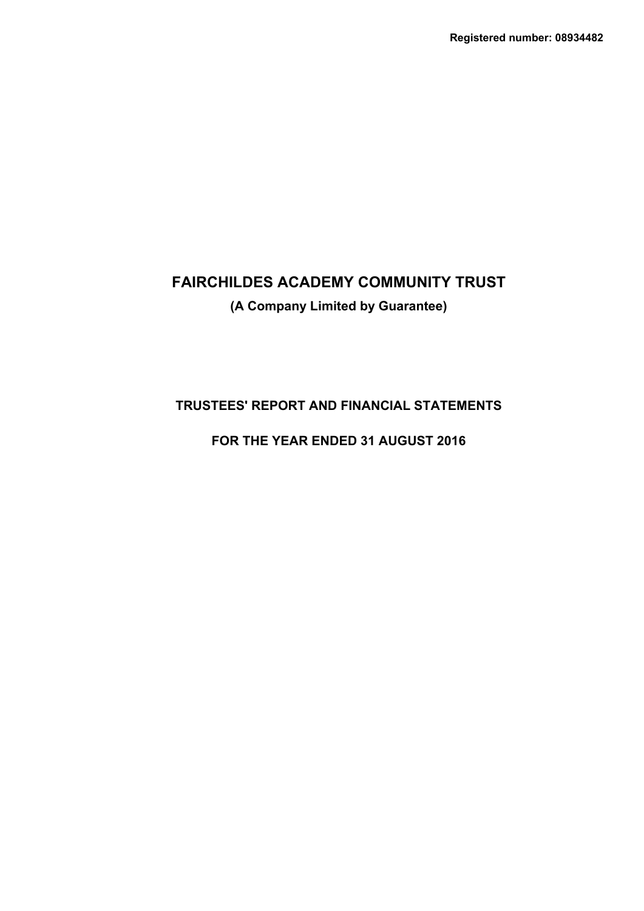**Registered number: 08934482**

# FAIRCHILDES ACADEMY COMMUNITY TRUST

**(A Company Limited by Guarantee)**

## TRUSTEES' REPORT AND FINANCIAL STATEMENTS

## FOR THE YEAR ENDED 31 AUGUST 2016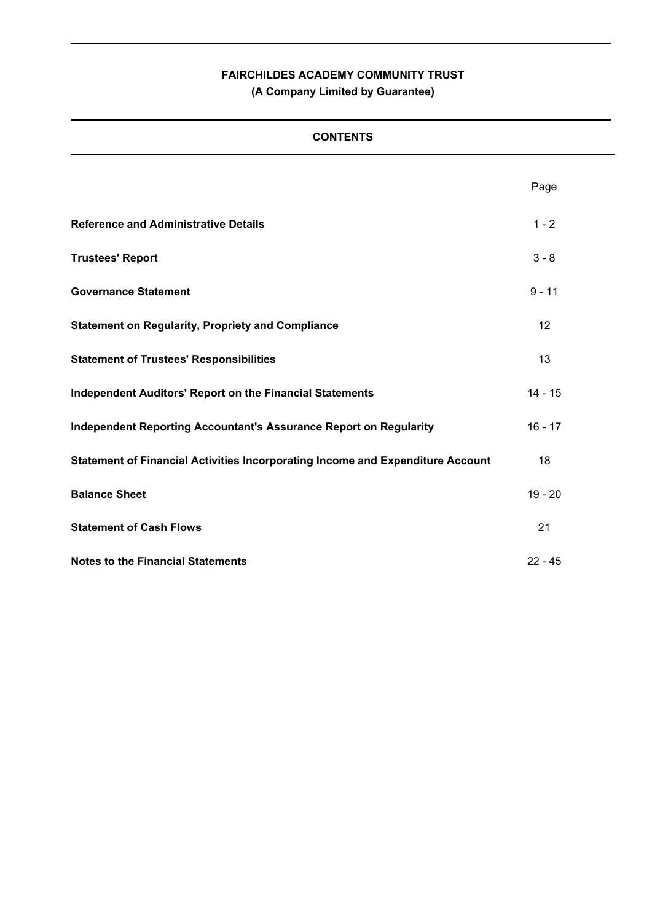**FAIRCHILDES ACADEMY COMMUNITY TRUST**

**(A Company Limited by Guarantee)**

## CONTENTS

| | Page |
|---|---|
| **Reference and Administrative Details** | 1 - 2 |
| **Trustees' Report** | 3 - 8 |
| **Governance Statement** | 9 - 11 |
| **Statement on Regularity, Propriety and Compliance** | 12 |
| **Statement of Trustees' Responsibilities** | 13 |
| **Independent Auditors' Report on the Financial Statements** | 14 - 15 |
| **Independent Reporting Accountant's Assurance Report on Regularity** | 16 - 17 |
| **Statement of Financial Activities Incorporating Income and Expenditure Account** | 18 |
| **Balance Sheet** | 19 - 20 |
| **Statement of Cash Flows** | 21 |
| **Notes to the Financial Statements** | 22 - 45 |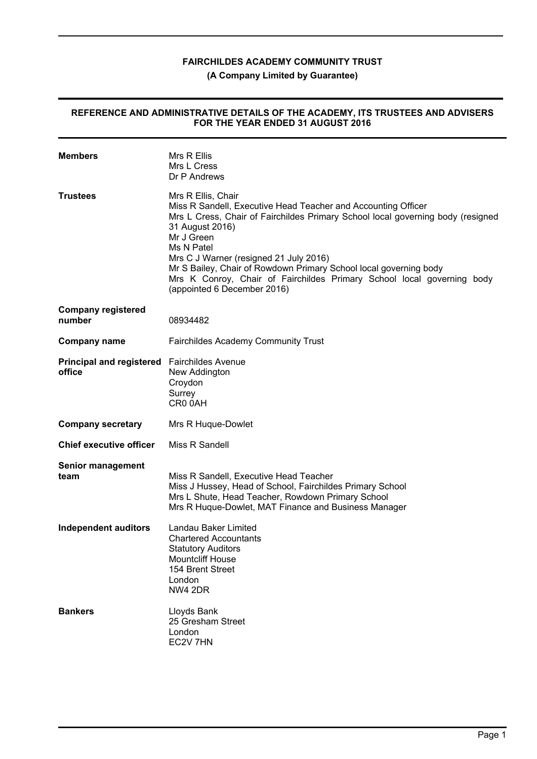**FAIRCHILDES ACADEMY COMMUNITY TRUST**

**(A Company Limited by Guarantee)**

## REFERENCE AND ADMINISTRATIVE DETAILS OF THE ACADEMY, ITS TRUSTEES AND ADVISERS FOR THE YEAR ENDED 31 AUGUST 2016

**Members**

Mrs R Ellis
Mrs L Cress
Dr P Andrews

**Trustees**

Mrs R Ellis, Chair
Miss R Sandell, Executive Head Teacher and Accounting Officer
Mrs L Cress, Chair of Fairchildes Primary School local governing body (resigned 31 August 2016)
Mr J Green
Ms N Patel
Mrs C J Warner (resigned 21 July 2016)
Mr S Bailey, Chair of Rowdown Primary School local governing body
Mrs K Conroy, Chair of Fairchildes Primary School local governing body (appointed 6 December 2016)

**Company registered number**

08934482

**Company name**

Fairchildes Academy Community Trust

**Principal and registered office**

Fairchildes Avenue
New Addington
Croydon
Surrey
CR0 0AH

**Company secretary**

Mrs R Huque-Dowlet

**Chief executive officer**

Miss R Sandell

**Senior management team**

Miss R Sandell, Executive Head Teacher
Miss J Hussey, Head of School, Fairchildes Primary School
Mrs L Shute, Head Teacher, Rowdown Primary School
Mrs R Huque-Dowlet, MAT Finance and Business Manager

**Independent auditors**

Landau Baker Limited
Chartered Accountants
Statutory Auditors
Mountcliff House
154 Brent Street
London
NW4 2DR

**Bankers**

Lloyds Bank
25 Gresham Street
London
EC2V 7HN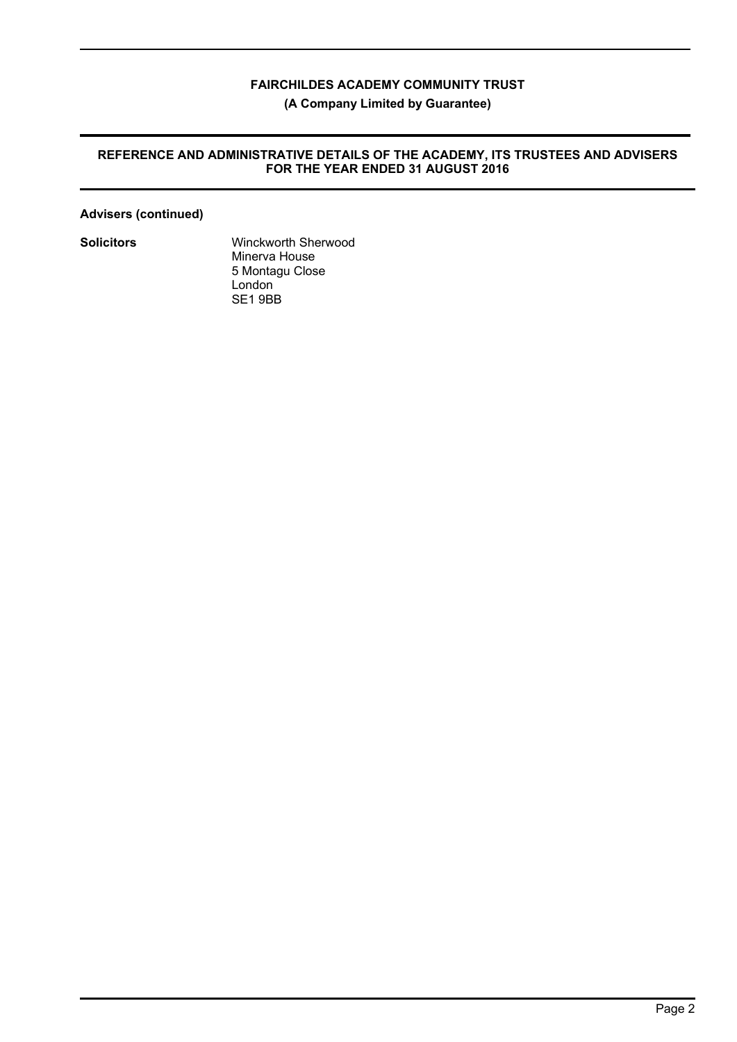**Advisers (continued)**

| | |
|---|---|
| **Solicitors** | Winckworth Sherwood<br>Minerva House<br>5 Montagu Close<br>London<br>SE1 9BB |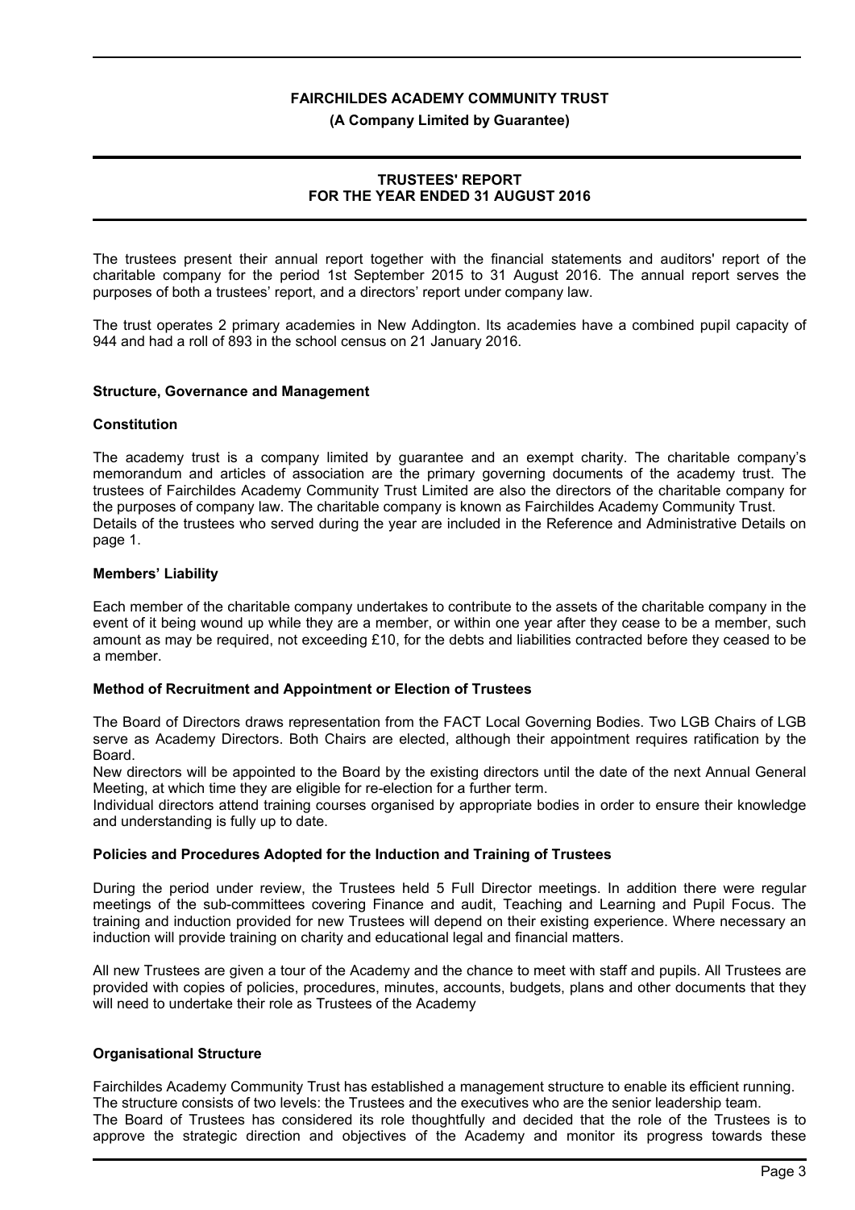# FAIRCHILDES ACADEMY COMMUNITY TRUST

**(A Company Limited by Guarantee)**

## TRUSTEES' REPORT
## FOR THE YEAR ENDED 31 AUGUST 2016

The trustees present their annual report together with the financial statements and auditors' report of the charitable company for the period 1st September 2015 to 31 August 2016. The annual report serves the purposes of both a trustees' report, and a directors' report under company law.

The trust operates 2 primary academies in New Addington. Its academies have a combined pupil capacity of 944 and had a roll of 893 in the school census on 21 January 2016.

### Structure, Governance and Management

#### Constitution

The academy trust is a company limited by guarantee and an exempt charity. The charitable company's memorandum and articles of association are the primary governing documents of the academy trust. The trustees of Fairchildes Academy Community Trust Limited are also the directors of the charitable company for the purposes of company law. The charitable company is known as Fairchildes Academy Community Trust.
Details of the trustees who served during the year are included in the Reference and Administrative Details on page 1.

#### Members' Liability

Each member of the charitable company undertakes to contribute to the assets of the charitable company in the event of it being wound up while they are a member, or within one year after they cease to be a member, such amount as may be required, not exceeding £10, for the debts and liabilities contracted before they ceased to be a member.

#### Method of Recruitment and Appointment or Election of Trustees

The Board of Directors draws representation from the FACT Local Governing Bodies. Two LGB Chairs of LGB serve as Academy Directors. Both Chairs are elected, although their appointment requires ratification by the Board.
New directors will be appointed to the Board by the existing directors until the date of the next Annual General Meeting, at which time they are eligible for re-election for a further term.
Individual directors attend training courses organised by appropriate bodies in order to ensure their knowledge and understanding is fully up to date.

#### Policies and Procedures Adopted for the Induction and Training of Trustees

During the period under review, the Trustees held 5 Full Director meetings. In addition there were regular meetings of the sub-committees covering Finance and audit, Teaching and Learning and Pupil Focus. The training and induction provided for new Trustees will depend on their existing experience. Where necessary an induction will provide training on charity and educational legal and financial matters.

All new Trustees are given a tour of the Academy and the chance to meet with staff and pupils. All Trustees are provided with copies of policies, procedures, minutes, accounts, budgets, plans and other documents that they will need to undertake their role as Trustees of the Academy

#### Organisational Structure

Fairchildes Academy Community Trust has established a management structure to enable its efficient running.
The structure consists of two levels: the Trustees and the executives who are the senior leadership team.
The Board of Trustees has considered its role thoughtfully and decided that the role of the Trustees is to approve the strategic direction and objectives of the Academy and monitor its progress towards these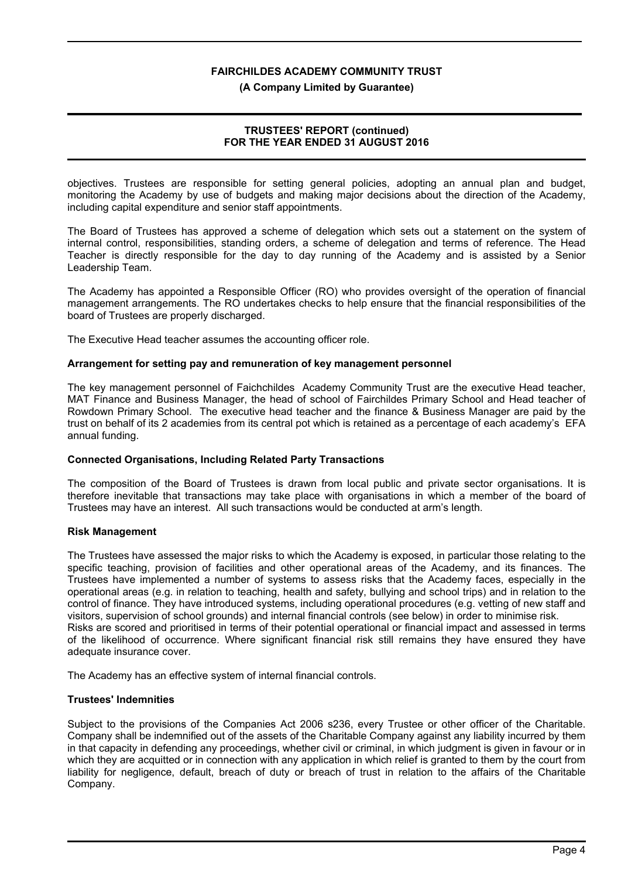objectives. Trustees are responsible for setting general policies, adopting an annual plan and budget, monitoring the Academy by use of budgets and making major decisions about the direction of the Academy, including capital expenditure and senior staff appointments.

The Board of Trustees has approved a scheme of delegation which sets out a statement on the system of internal control, responsibilities, standing orders, a scheme of delegation and terms of reference. The Head Teacher is directly responsible for the day to day running of the Academy and is assisted by a Senior Leadership Team.

The Academy has appointed a Responsible Officer (RO) who provides oversight of the operation of financial management arrangements. The RO undertakes checks to help ensure that the financial responsibilities of the board of Trustees are properly discharged.

The Executive Head teacher assumes the accounting officer role.

**Arrangement for setting pay and remuneration of key management personnel**

The key management personnel of Faichchildes Academy Community Trust are the executive Head teacher, MAT Finance and Business Manager, the head of school of Fairchildes Primary School and Head teacher of Rowdown Primary School. The executive head teacher and the finance & Business Manager are paid by the trust on behalf of its 2 academies from its central pot which is retained as a percentage of each academy's EFA annual funding.

**Connected Organisations, Including Related Party Transactions**

The composition of the Board of Trustees is drawn from local public and private sector organisations. It is therefore inevitable that transactions may take place with organisations in which a member of the board of Trustees may have an interest. All such transactions would be conducted at arm's length.

**Risk Management**

The Trustees have assessed the major risks to which the Academy is exposed, in particular those relating to the specific teaching, provision of facilities and other operational areas of the Academy, and its finances. The Trustees have implemented a number of systems to assess risks that the Academy faces, especially in the operational areas (e.g. in relation to teaching, health and safety, bullying and school trips) and in relation to the control of finance. They have introduced systems, including operational procedures (e.g. vetting of new staff and visitors, supervision of school grounds) and internal financial controls (see below) in order to minimise risk.
Risks are scored and prioritised in terms of their potential operational or financial impact and assessed in terms of the likelihood of occurrence. Where significant financial risk still remains they have ensured they have adequate insurance cover.

The Academy has an effective system of internal financial controls.

**Trustees' Indemnities**

Subject to the provisions of the Companies Act 2006 s236, every Trustee or other officer of the Charitable. Company shall be indemnified out of the assets of the Charitable Company against any liability incurred by them in that capacity in defending any proceedings, whether civil or criminal, in which judgment is given in favour or in which they are acquitted or in connection with any application in which relief is granted to them by the court from liability for negligence, default, breach of duty or breach of trust in relation to the affairs of the Charitable Company.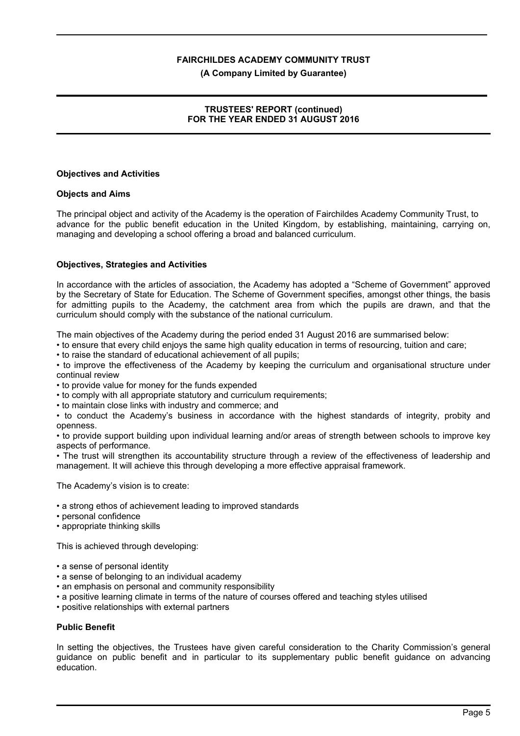## Objectives and Activities

### Objects and Aims

The principal object and activity of the Academy is the operation of Fairchildes Academy Community Trust, to advance for the public benefit education in the United Kingdom, by establishing, maintaining, carrying on, managing and developing a school offering a broad and balanced curriculum.

### Objectives, Strategies and Activities

In accordance with the articles of association, the Academy has adopted a "Scheme of Government" approved by the Secretary of State for Education. The Scheme of Government specifies, amongst other things, the basis for admitting pupils to the Academy, the catchment area from which the pupils are drawn, and that the curriculum should comply with the substance of the national curriculum.

The main objectives of the Academy during the period ended 31 August 2016 are summarised below:

- to ensure that every child enjoys the same high quality education in terms of resourcing, tuition and care;
- to raise the standard of educational achievement of all pupils;
- to improve the effectiveness of the Academy by keeping the curriculum and organisational structure under continual review
- to provide value for money for the funds expended
- to comply with all appropriate statutory and curriculum requirements;
- to maintain close links with industry and commerce; and
- to conduct the Academy's business in accordance with the highest standards of integrity, probity and openness.
- to provide support building upon individual learning and/or areas of strength between schools to improve key aspects of performance.
- The trust will strengthen its accountability structure through a review of the effectiveness of leadership and management. It will achieve this through developing a more effective appraisal framework.

The Academy's vision is to create:

- a strong ethos of achievement leading to improved standards
- personal confidence
- appropriate thinking skills

This is achieved through developing:

- a sense of personal identity
- a sense of belonging to an individual academy
- an emphasis on personal and community responsibility
- a positive learning climate in terms of the nature of courses offered and teaching styles utilised
- positive relationships with external partners

### Public Benefit

In setting the objectives, the Trustees have given careful consideration to the Charity Commission's general guidance on public benefit and in particular to its supplementary public benefit guidance on advancing education.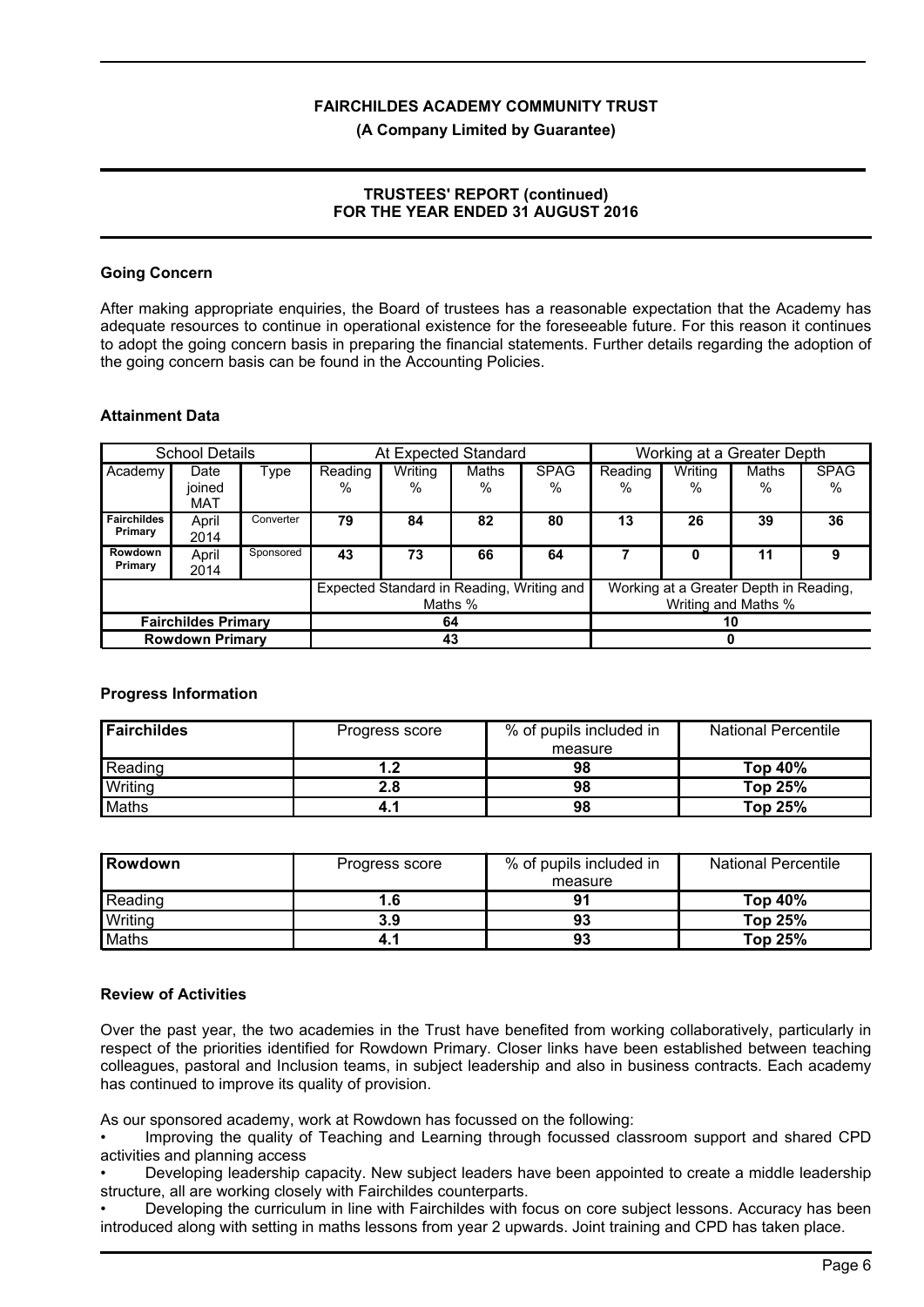## Going Concern

After making appropriate enquiries, the Board of trustees has a reasonable expectation that the Academy has adequate resources to continue in operational existence for the foreseeable future. For this reason it continues to adopt the going concern basis in preparing the financial statements. Further details regarding the adoption of the going concern basis can be found in the Accounting Policies.

## Attainment Data

| School Details | | | At Expected Standard | | | | Working at a Greater Depth | | | |
|---|---|---|---|---|---|---|---|---|---|---|
| Academy | Date joined MAT | Type | Reading % | Writing % | Maths % | SPAG % | Reading % | Writing % | Maths % | SPAG % |
| **Fairchildes Primary** | April 2014 | Converter | **79** | **84** | **82** | **80** | **13** | **26** | **39** | **36** |
| **Rowdown Primary** | April 2014 | Sponsored | **43** | **73** | **66** | **64** | **7** | **0** | **11** | **9** |
| | | | Expected Standard in Reading, Writing and Maths % | | | | Working at a Greater Depth in Reading, Writing and Maths % | | | |
| **Fairchildes Primary** | | | **64** | | | | **10** | | | |
| **Rowdown Primary** | | | **43** | | | | **0** | | | |

## Progress Information

| **Fairchildes** | Progress score | % of pupils included in measure | National Percentile |
|---|---|---|---|
| Reading | **1.2** | **98** | **Top 40%** |
| Writing | **2.8** | **98** | **Top 25%** |
| Maths | **4.1** | **98** | **Top 25%** |

| **Rowdown** | Progress score | % of pupils included in measure | National Percentile |
|---|---|---|---|
| Reading | **1.6** | **91** | **Top 40%** |
| Writing | **3.9** | **93** | **Top 25%** |
| Maths | **4.1** | **93** | **Top 25%** |

## Review of Activities

Over the past year, the two academies in the Trust have benefited from working collaboratively, particularly in respect of the priorities identified for Rowdown Primary. Closer links have been established between teaching colleagues, pastoral and Inclusion teams, in subject leadership and also in business contracts. Each academy has continued to improve its quality of provision.

As our sponsored academy, work at Rowdown has focussed on the following:

- Improving the quality of Teaching and Learning through focussed classroom support and shared CPD activities and planning access
- Developing leadership capacity. New subject leaders have been appointed to create a middle leadership structure, all are working closely with Fairchildes counterparts.
- Developing the curriculum in line with Fairchildes with focus on core subject lessons. Accuracy has been introduced along with setting in maths lessons from year 2 upwards. Joint training and CPD has taken place.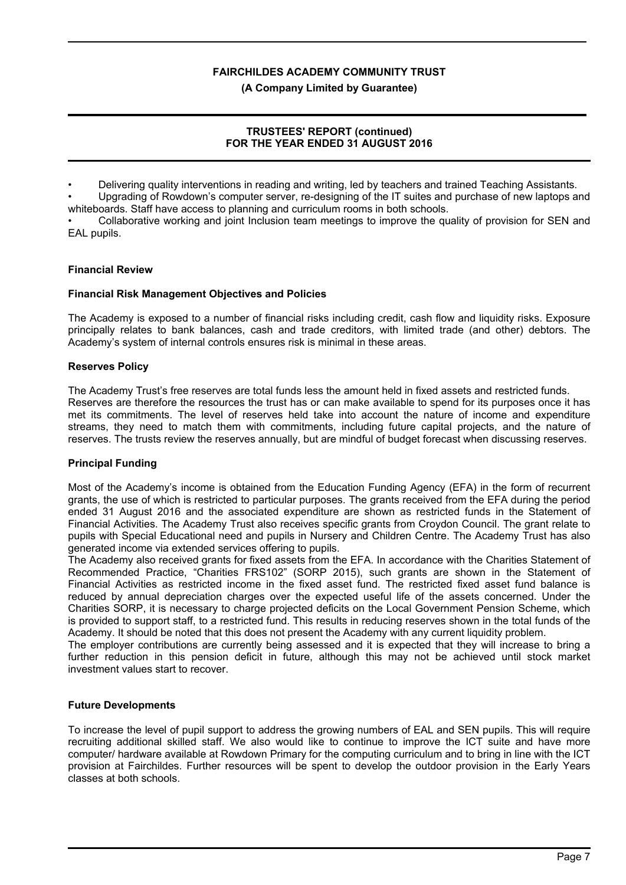- Delivering quality interventions in reading and writing, led by teachers and trained Teaching Assistants.
- Upgrading of Rowdown's computer server, re-designing of the IT suites and purchase of new laptops and whiteboards. Staff have access to planning and curriculum rooms in both schools.
- Collaborative working and joint Inclusion team meetings to improve the quality of provision for SEN and EAL pupils.

## Financial Review

### Financial Risk Management Objectives and Policies

The Academy is exposed to a number of financial risks including credit, cash flow and liquidity risks. Exposure principally relates to bank balances, cash and trade creditors, with limited trade (and other) debtors. The Academy's system of internal controls ensures risk is minimal in these areas.

### Reserves Policy

The Academy Trust's free reserves are total funds less the amount held in fixed assets and restricted funds. Reserves are therefore the resources the trust has or can make available to spend for its purposes once it has met its commitments. The level of reserves held take into account the nature of income and expenditure streams, they need to match them with commitments, including future capital projects, and the nature of reserves. The trusts review the reserves annually, but are mindful of budget forecast when discussing reserves.

### Principal Funding

Most of the Academy's income is obtained from the Education Funding Agency (EFA) in the form of recurrent grants, the use of which is restricted to particular purposes. The grants received from the EFA during the period ended 31 August 2016 and the associated expenditure are shown as restricted funds in the Statement of Financial Activities. The Academy Trust also receives specific grants from Croydon Council. The grant relate to pupils with Special Educational need and pupils in Nursery and Children Centre. The Academy Trust has also generated income via extended services offering to pupils.

The Academy also received grants for fixed assets from the EFA. In accordance with the Charities Statement of Recommended Practice, "Charities FRS102" (SORP 2015), such grants are shown in the Statement of Financial Activities as restricted income in the fixed asset fund. The restricted fixed asset fund balance is reduced by annual depreciation charges over the expected useful life of the assets concerned. Under the Charities SORP, it is necessary to charge projected deficits on the Local Government Pension Scheme, which is provided to support staff, to a restricted fund. This results in reducing reserves shown in the total funds of the Academy. It should be noted that this does not present the Academy with any current liquidity problem.

The employer contributions are currently being assessed and it is expected that they will increase to bring a further reduction in this pension deficit in future, although this may not be achieved until stock market investment values start to recover.

## Future Developments

To increase the level of pupil support to address the growing numbers of EAL and SEN pupils. This will require recruiting additional skilled staff. We also would like to continue to improve the ICT suite and have more computer/ hardware available at Rowdown Primary for the computing curriculum and to bring in line with the ICT provision at Fairchildes. Further resources will be spent to develop the outdoor provision in the Early Years classes at both schools.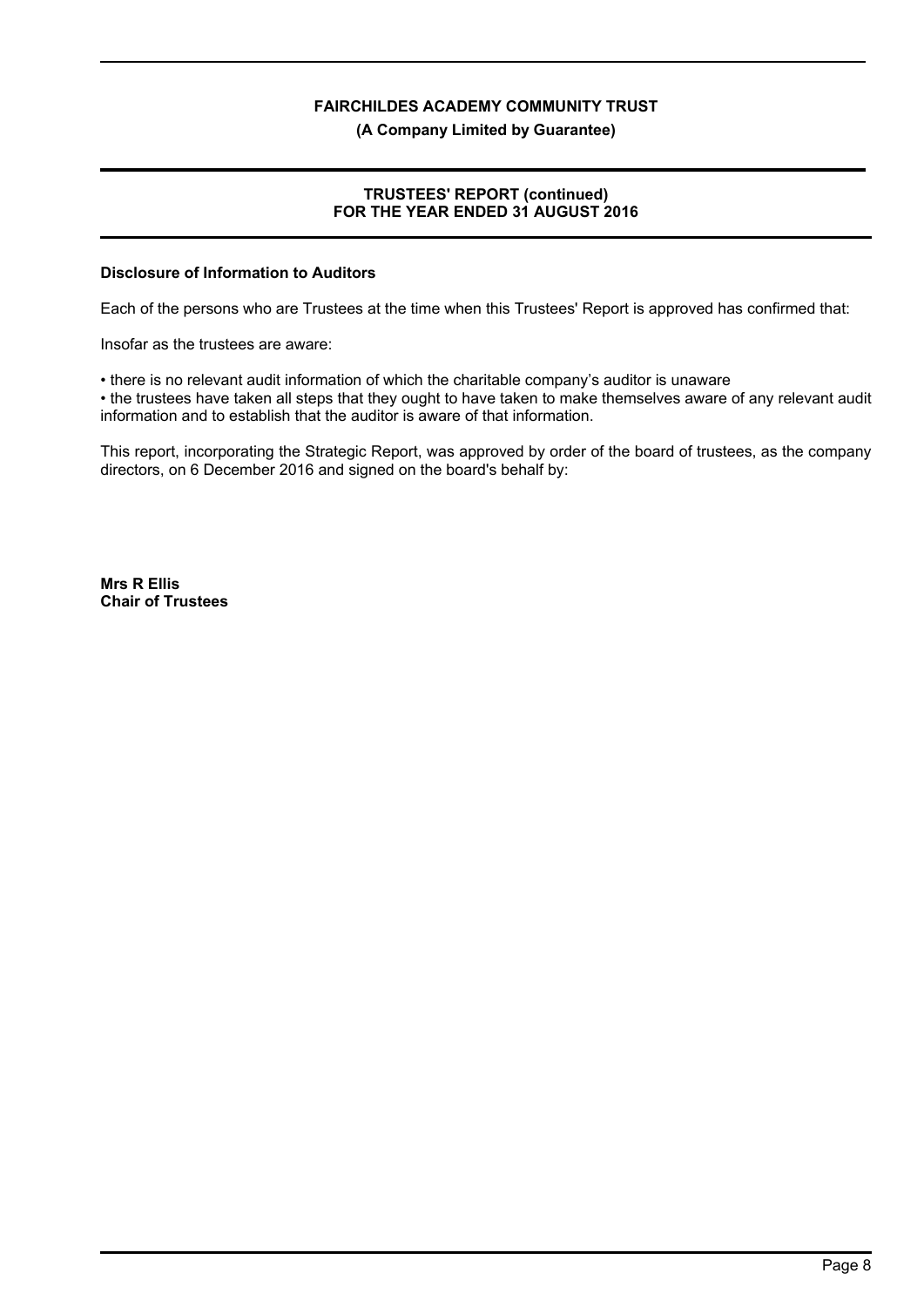# FAIRCHILDES ACADEMY COMMUNITY TRUST

**(A Company Limited by Guarantee)**

## TRUSTEES' REPORT (continued)
## FOR THE YEAR ENDED 31 AUGUST 2016

**Disclosure of Information to Auditors**

Each of the persons who are Trustees at the time when this Trustees' Report is approved has confirmed that:

Insofar as the trustees are aware:

• there is no relevant audit information of which the charitable company's auditor is unaware
• the trustees have taken all steps that they ought to have taken to make themselves aware of any relevant audit information and to establish that the auditor is aware of that information.

This report, incorporating the Strategic Report, was approved by order of the board of trustees, as the company directors, on 6 December 2016 and signed on the board's behalf by:

**Mrs R Ellis**
**Chair of Trustees**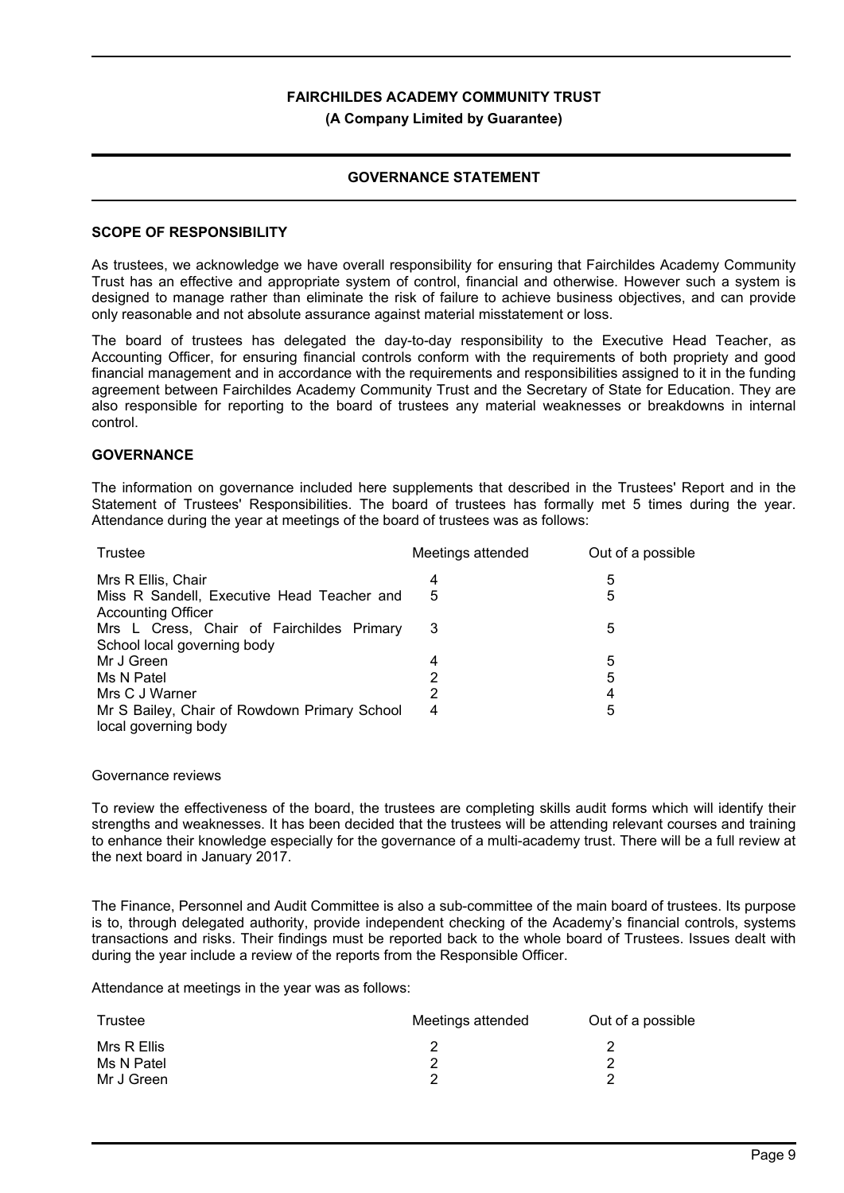# FAIRCHILDES ACADEMY COMMUNITY TRUST

**(A Company Limited by Guarantee)**

## GOVERNANCE STATEMENT

### SCOPE OF RESPONSIBILITY

As trustees, we acknowledge we have overall responsibility for ensuring that Fairchildes Academy Community Trust has an effective and appropriate system of control, financial and otherwise. However such a system is designed to manage rather than eliminate the risk of failure to achieve business objectives, and can provide only reasonable and not absolute assurance against material misstatement or loss.

The board of trustees has delegated the day-to-day responsibility to the Executive Head Teacher, as Accounting Officer, for ensuring financial controls conform with the requirements of both propriety and good financial management and in accordance with the requirements and responsibilities assigned to it in the funding agreement between Fairchildes Academy Community Trust and the Secretary of State for Education. They are also responsible for reporting to the board of trustees any material weaknesses or breakdowns in internal control.

### GOVERNANCE

The information on governance included here supplements that described in the Trustees' Report and in the Statement of Trustees' Responsibilities. The board of trustees has formally met 5 times during the year. Attendance during the year at meetings of the board of trustees was as follows:

| Trustee | Meetings attended | Out of a possible |
|---|---|---|
| Mrs R Ellis, Chair | 4 | 5 |
| Miss R Sandell, Executive Head Teacher and Accounting Officer | 5 | 5 |
| Mrs L Cress, Chair of Fairchildes Primary School local governing body | 3 | 5 |
| Mr J Green | 4 | 5 |
| Ms N Patel | 2 | 5 |
| Mrs C J Warner | 2 | 4 |
| Mr S Bailey, Chair of Rowdown Primary School local governing body | 4 | 5 |

Governance reviews

To review the effectiveness of the board, the trustees are completing skills audit forms which will identify their strengths and weaknesses. It has been decided that the trustees will be attending relevant courses and training to enhance their knowledge especially for the governance of a multi-academy trust. There will be a full review at the next board in January 2017.

The Finance, Personnel and Audit Committee is also a sub-committee of the main board of trustees. Its purpose is to, through delegated authority, provide independent checking of the Academy's financial controls, systems transactions and risks. Their findings must be reported back to the whole board of Trustees. Issues dealt with during the year include a review of the reports from the Responsible Officer.

Attendance at meetings in the year was as follows:

| Trustee | Meetings attended | Out of a possible |
|---|---|---|
| Mrs R Ellis | 2 | 2 |
| Ms N Patel | 2 | 2 |
| Mr J Green | 2 | 2 |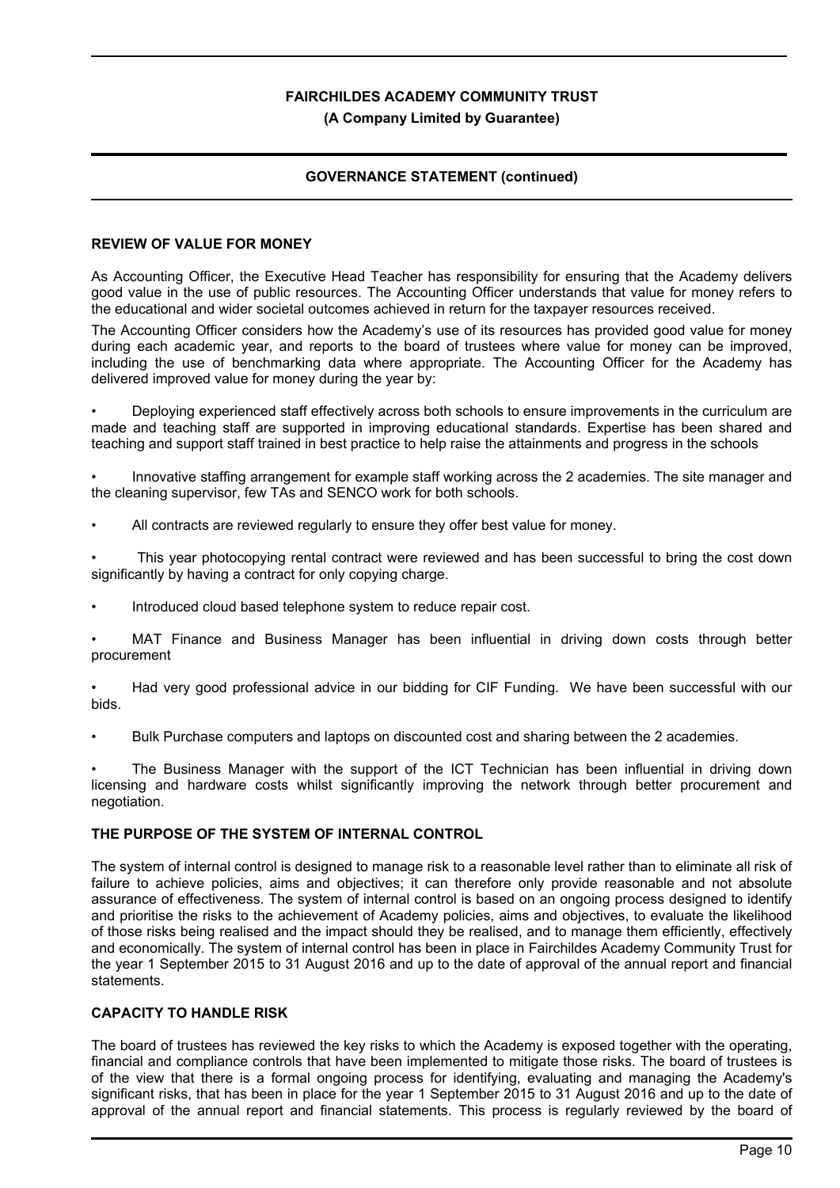## REVIEW OF VALUE FOR MONEY

As Accounting Officer, the Executive Head Teacher has responsibility for ensuring that the Academy delivers good value in the use of public resources. The Accounting Officer understands that value for money refers to the educational and wider societal outcomes achieved in return for the taxpayer resources received.

The Accounting Officer considers how the Academy's use of its resources has provided good value for money during each academic year, and reports to the board of trustees where value for money can be improved, including the use of benchmarking data where appropriate. The Accounting Officer for the Academy has delivered improved value for money during the year by:

- Deploying experienced staff effectively across both schools to ensure improvements in the curriculum are made and teaching staff are supported in improving educational standards. Expertise has been shared and teaching and support staff trained in best practice to help raise the attainments and progress in the schools
- Innovative staffing arrangement for example staff working across the 2 academies. The site manager and the cleaning supervisor, few TAs and SENCO work for both schools.
- All contracts are reviewed regularly to ensure they offer best value for money.
- This year photocopying rental contract were reviewed and has been successful to bring the cost down significantly by having a contract for only copying charge.
- Introduced cloud based telephone system to reduce repair cost.
- MAT Finance and Business Manager has been influential in driving down costs through better procurement
- Had very good professional advice in our bidding for CIF Funding. We have been successful with our bids.
- Bulk Purchase computers and laptops on discounted cost and sharing between the 2 academies.
- The Business Manager with the support of the ICT Technician has been influential in driving down licensing and hardware costs whilst significantly improving the network through better procurement and negotiation.

## THE PURPOSE OF THE SYSTEM OF INTERNAL CONTROL

The system of internal control is designed to manage risk to a reasonable level rather than to eliminate all risk of failure to achieve policies, aims and objectives; it can therefore only provide reasonable and not absolute assurance of effectiveness. The system of internal control is based on an ongoing process designed to identify and prioritise the risks to the achievement of Academy policies, aims and objectives, to evaluate the likelihood of those risks being realised and the impact should they be realised, and to manage them efficiently, effectively and economically. The system of internal control has been in place in Fairchildes Academy Community Trust for the year 1 September 2015 to 31 August 2016 and up to the date of approval of the annual report and financial statements.

## CAPACITY TO HANDLE RISK

The board of trustees has reviewed the key risks to which the Academy is exposed together with the operating, financial and compliance controls that have been implemented to mitigate those risks. The board of trustees is of the view that there is a formal ongoing process for identifying, evaluating and managing the Academy's significant risks, that has been in place for the year 1 September 2015 to 31 August 2016 and up to the date of approval of the annual report and financial statements. This process is regularly reviewed by the board of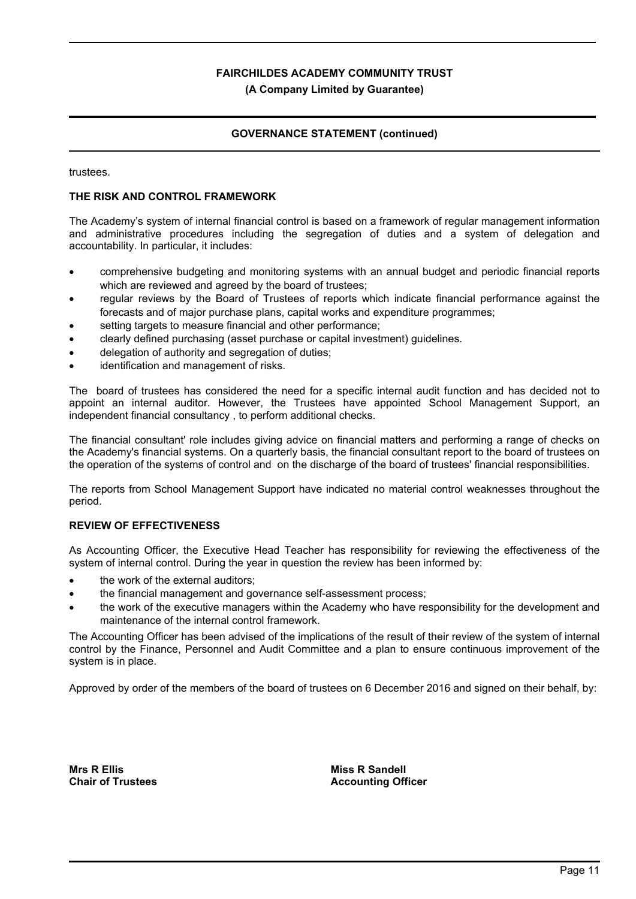trustees.

## THE RISK AND CONTROL FRAMEWORK

The Academy's system of internal financial control is based on a framework of regular management information and administrative procedures including the segregation of duties and a system of delegation and accountability. In particular, it includes:

- comprehensive budgeting and monitoring systems with an annual budget and periodic financial reports which are reviewed and agreed by the board of trustees;
- regular reviews by the Board of Trustees of reports which indicate financial performance against the forecasts and of major purchase plans, capital works and expenditure programmes;
- setting targets to measure financial and other performance;
- clearly defined purchasing (asset purchase or capital investment) guidelines.
- delegation of authority and segregation of duties;
- identification and management of risks.

The board of trustees has considered the need for a specific internal audit function and has decided not to appoint an internal auditor. However, the Trustees have appointed School Management Support, an independent financial consultancy , to perform additional checks.

The financial consultant' role includes giving advice on financial matters and performing a range of checks on the Academy's financial systems. On a quarterly basis, the financial consultant report to the board of trustees on the operation of the systems of control and on the discharge of the board of trustees' financial responsibilities.

The reports from School Management Support have indicated no material control weaknesses throughout the period.

## REVIEW OF EFFECTIVENESS

As Accounting Officer, the Executive Head Teacher has responsibility for reviewing the effectiveness of the system of internal control. During the year in question the review has been informed by:

- the work of the external auditors;
- the financial management and governance self-assessment process;
- the work of the executive managers within the Academy who have responsibility for the development and maintenance of the internal control framework.

The Accounting Officer has been advised of the implications of the result of their review of the system of internal control by the Finance, Personnel and Audit Committee and a plan to ensure continuous improvement of the system is in place.

Approved by order of the members of the board of trustees on 6 December 2016 and signed on their behalf, by:

| | |
|---|---|
| **Mrs R Ellis** | **Miss R Sandell** |
| **Chair of Trustees** | **Accounting Officer** |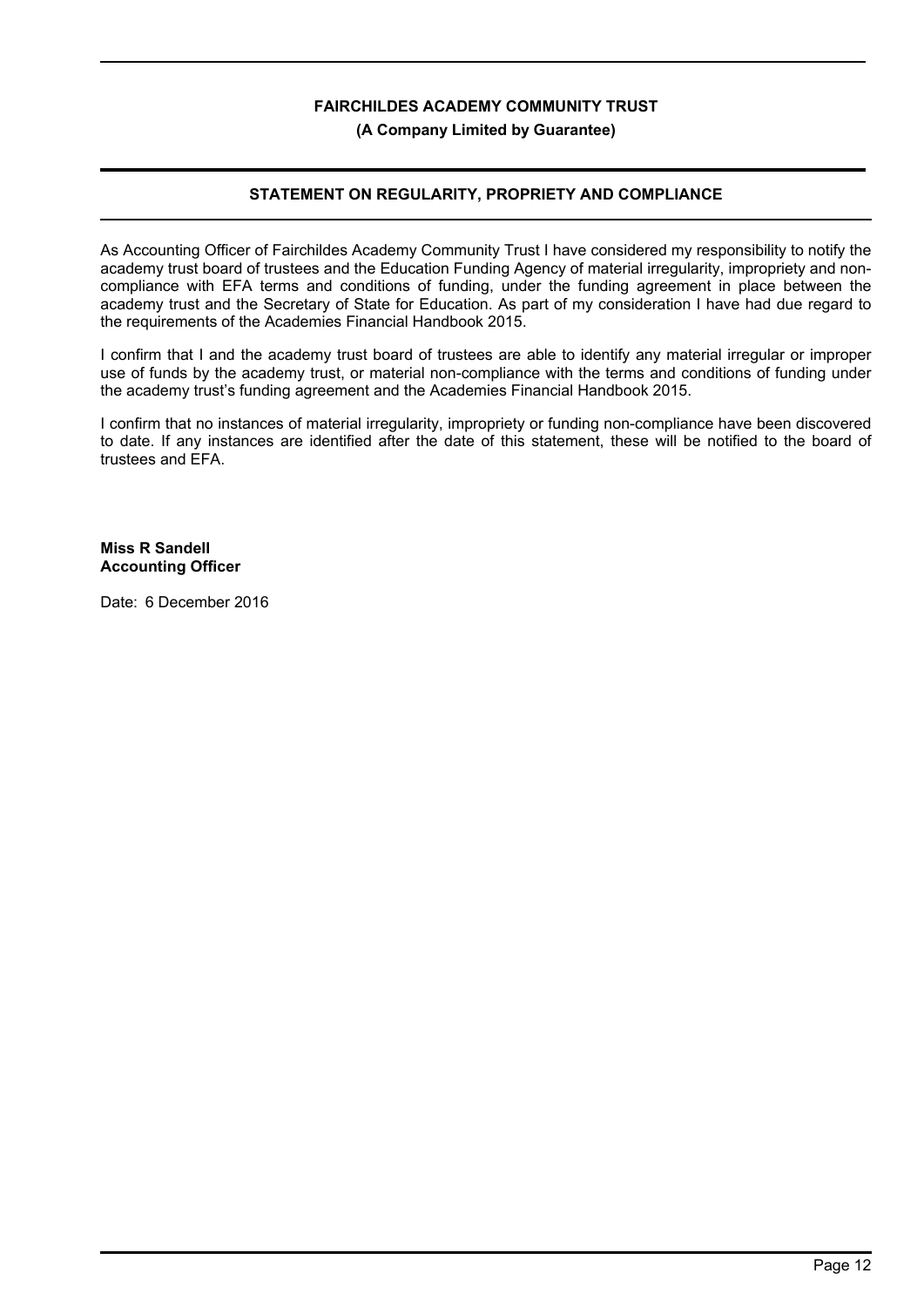**FAIRCHILDES ACADEMY COMMUNITY TRUST**

**(A Company Limited by Guarantee)**

## STATEMENT ON REGULARITY, PROPRIETY AND COMPLIANCE

As Accounting Officer of Fairchildes Academy Community Trust I have considered my responsibility to notify the academy trust board of trustees and the Education Funding Agency of material irregularity, impropriety and non-compliance with EFA terms and conditions of funding, under the funding agreement in place between the academy trust and the Secretary of State for Education. As part of my consideration I have had due regard to the requirements of the Academies Financial Handbook 2015.

I confirm that I and the academy trust board of trustees are able to identify any material irregular or improper use of funds by the academy trust, or material non-compliance with the terms and conditions of funding under the academy trust's funding agreement and the Academies Financial Handbook 2015.

I confirm that no instances of material irregularity, impropriety or funding non-compliance have been discovered to date. If any instances are identified after the date of this statement, these will be notified to the board of trustees and EFA.

**Miss R Sandell**
**Accounting Officer**

Date: 6 December 2016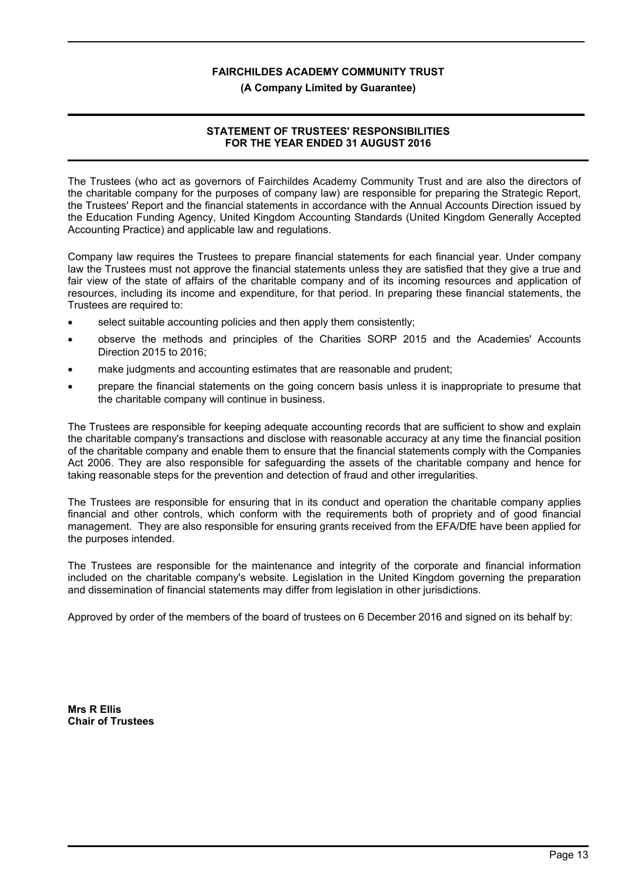**FAIRCHILDES ACADEMY COMMUNITY TRUST**

**(A Company Limited by Guarantee)**

# STATEMENT OF TRUSTEES' RESPONSIBILITIES FOR THE YEAR ENDED 31 AUGUST 2016

The Trustees (who act as governors of Fairchildes Academy Community Trust and are also the directors of the charitable company for the purposes of company law) are responsible for preparing the Strategic Report, the Trustees' Report and the financial statements in accordance with the Annual Accounts Direction issued by the Education Funding Agency, United Kingdom Accounting Standards (United Kingdom Generally Accepted Accounting Practice) and applicable law and regulations.

Company law requires the Trustees to prepare financial statements for each financial year. Under company law the Trustees must not approve the financial statements unless they are satisfied that they give a true and fair view of the state of affairs of the charitable company and of its incoming resources and application of resources, including its income and expenditure, for that period. In preparing these financial statements, the Trustees are required to:

- select suitable accounting policies and then apply them consistently;
- observe the methods and principles of the Charities SORP 2015 and the Academies' Accounts Direction 2015 to 2016;
- make judgments and accounting estimates that are reasonable and prudent;
- prepare the financial statements on the going concern basis unless it is inappropriate to presume that the charitable company will continue in business.

The Trustees are responsible for keeping adequate accounting records that are sufficient to show and explain the charitable company's transactions and disclose with reasonable accuracy at any time the financial position of the charitable company and enable them to ensure that the financial statements comply with the Companies Act 2006. They are also responsible for safeguarding the assets of the charitable company and hence for taking reasonable steps for the prevention and detection of fraud and other irregularities.

The Trustees are responsible for ensuring that in its conduct and operation the charitable company applies financial and other controls, which conform with the requirements both of propriety and of good financial management. They are also responsible for ensuring grants received from the EFA/DfE have been applied for the purposes intended.

The Trustees are responsible for the maintenance and integrity of the corporate and financial information included on the charitable company's website. Legislation in the United Kingdom governing the preparation and dissemination of financial statements may differ from legislation in other jurisdictions.

Approved by order of the members of the board of trustees on 6 December 2016 and signed on its behalf by:

**Mrs R Ellis**
**Chair of Trustees**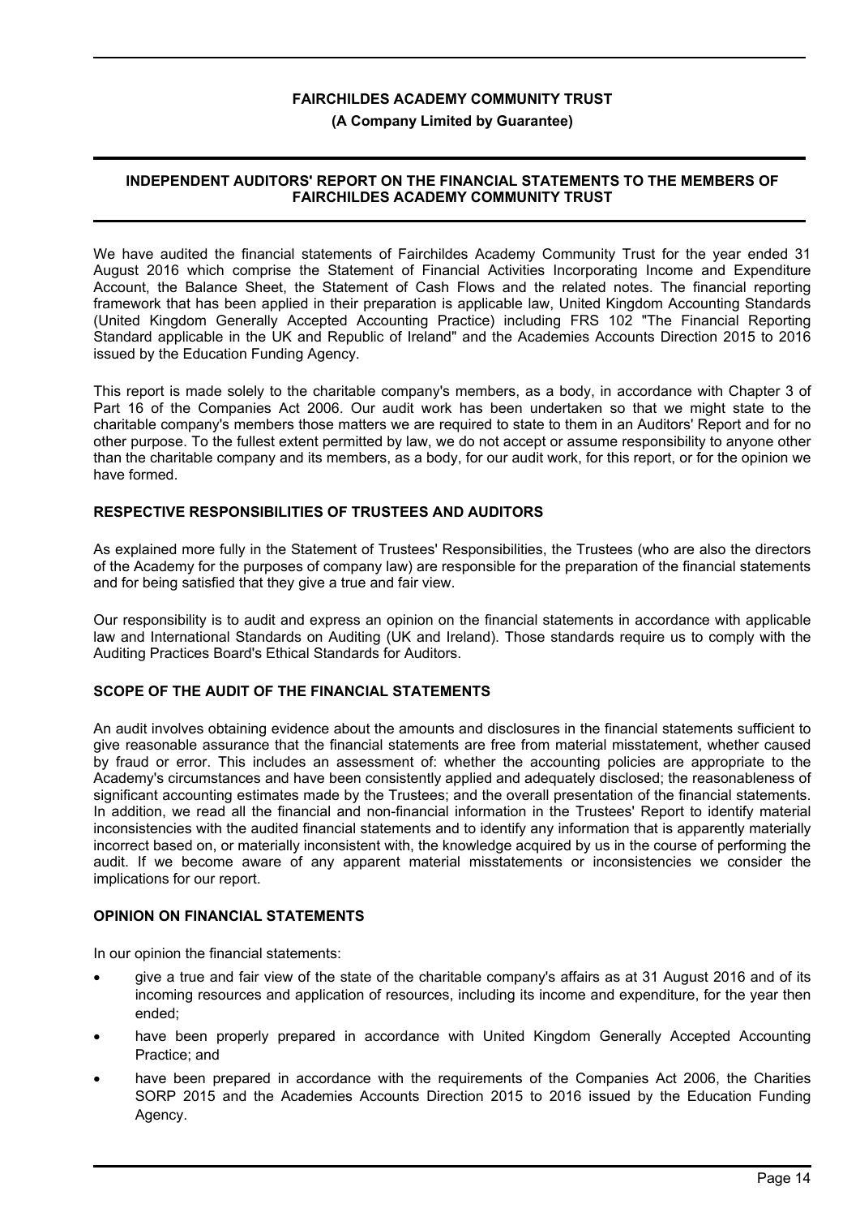**FAIRCHILDES ACADEMY COMMUNITY TRUST**

**(A Company Limited by Guarantee)**

## INDEPENDENT AUDITORS' REPORT ON THE FINANCIAL STATEMENTS TO THE MEMBERS OF FAIRCHILDES ACADEMY COMMUNITY TRUST

We have audited the financial statements of Fairchildes Academy Community Trust for the year ended 31 August 2016 which comprise the Statement of Financial Activities Incorporating Income and Expenditure Account, the Balance Sheet, the Statement of Cash Flows and the related notes. The financial reporting framework that has been applied in their preparation is applicable law, United Kingdom Accounting Standards (United Kingdom Generally Accepted Accounting Practice) including FRS 102 "The Financial Reporting Standard applicable in the UK and Republic of Ireland" and the Academies Accounts Direction 2015 to 2016 issued by the Education Funding Agency.

This report is made solely to the charitable company's members, as a body, in accordance with Chapter 3 of Part 16 of the Companies Act 2006. Our audit work has been undertaken so that we might state to the charitable company's members those matters we are required to state to them in an Auditors' Report and for no other purpose. To the fullest extent permitted by law, we do not accept or assume responsibility to anyone other than the charitable company and its members, as a body, for our audit work, for this report, or for the opinion we have formed.

### RESPECTIVE RESPONSIBILITIES OF TRUSTEES AND AUDITORS

As explained more fully in the Statement of Trustees' Responsibilities, the Trustees (who are also the directors of the Academy for the purposes of company law) are responsible for the preparation of the financial statements and for being satisfied that they give a true and fair view.

Our responsibility is to audit and express an opinion on the financial statements in accordance with applicable law and International Standards on Auditing (UK and Ireland). Those standards require us to comply with the Auditing Practices Board's Ethical Standards for Auditors.

### SCOPE OF THE AUDIT OF THE FINANCIAL STATEMENTS

An audit involves obtaining evidence about the amounts and disclosures in the financial statements sufficient to give reasonable assurance that the financial statements are free from material misstatement, whether caused by fraud or error. This includes an assessment of: whether the accounting policies are appropriate to the Academy's circumstances and have been consistently applied and adequately disclosed; the reasonableness of significant accounting estimates made by the Trustees; and the overall presentation of the financial statements. In addition, we read all the financial and non-financial information in the Trustees' Report to identify material inconsistencies with the audited financial statements and to identify any information that is apparently materially incorrect based on, or materially inconsistent with, the knowledge acquired by us in the course of performing the audit. If we become aware of any apparent material misstatements or inconsistencies we consider the implications for our report.

### OPINION ON FINANCIAL STATEMENTS

In our opinion the financial statements:

- give a true and fair view of the state of the charitable company's affairs as at 31 August 2016 and of its incoming resources and application of resources, including its income and expenditure, for the year then ended;
- have been properly prepared in accordance with United Kingdom Generally Accepted Accounting Practice; and
- have been prepared in accordance with the requirements of the Companies Act 2006, the Charities SORP 2015 and the Academies Accounts Direction 2015 to 2016 issued by the Education Funding Agency.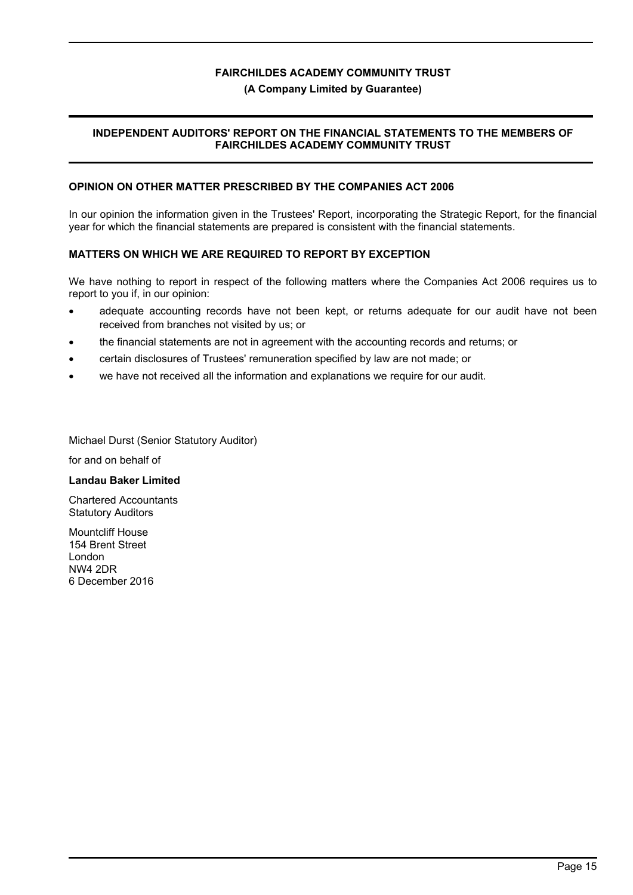## INDEPENDENT AUDITORS' REPORT ON THE FINANCIAL STATEMENTS TO THE MEMBERS OF FAIRCHILDES ACADEMY COMMUNITY TRUST

### OPINION ON OTHER MATTER PRESCRIBED BY THE COMPANIES ACT 2006

In our opinion the information given in the Trustees' Report, incorporating the Strategic Report, for the financial year for which the financial statements are prepared is consistent with the financial statements.

### MATTERS ON WHICH WE ARE REQUIRED TO REPORT BY EXCEPTION

We have nothing to report in respect of the following matters where the Companies Act 2006 requires us to report to you if, in our opinion:

- adequate accounting records have not been kept, or returns adequate for our audit have not been received from branches not visited by us; or
- the financial statements are not in agreement with the accounting records and returns; or
- certain disclosures of Trustees' remuneration specified by law are not made; or
- we have not received all the information and explanations we require for our audit.

Michael Durst (Senior Statutory Auditor)

for and on behalf of

**Landau Baker Limited**

Chartered Accountants
Statutory Auditors

Mountcliff House
154 Brent Street
London
NW4 2DR
6 December 2016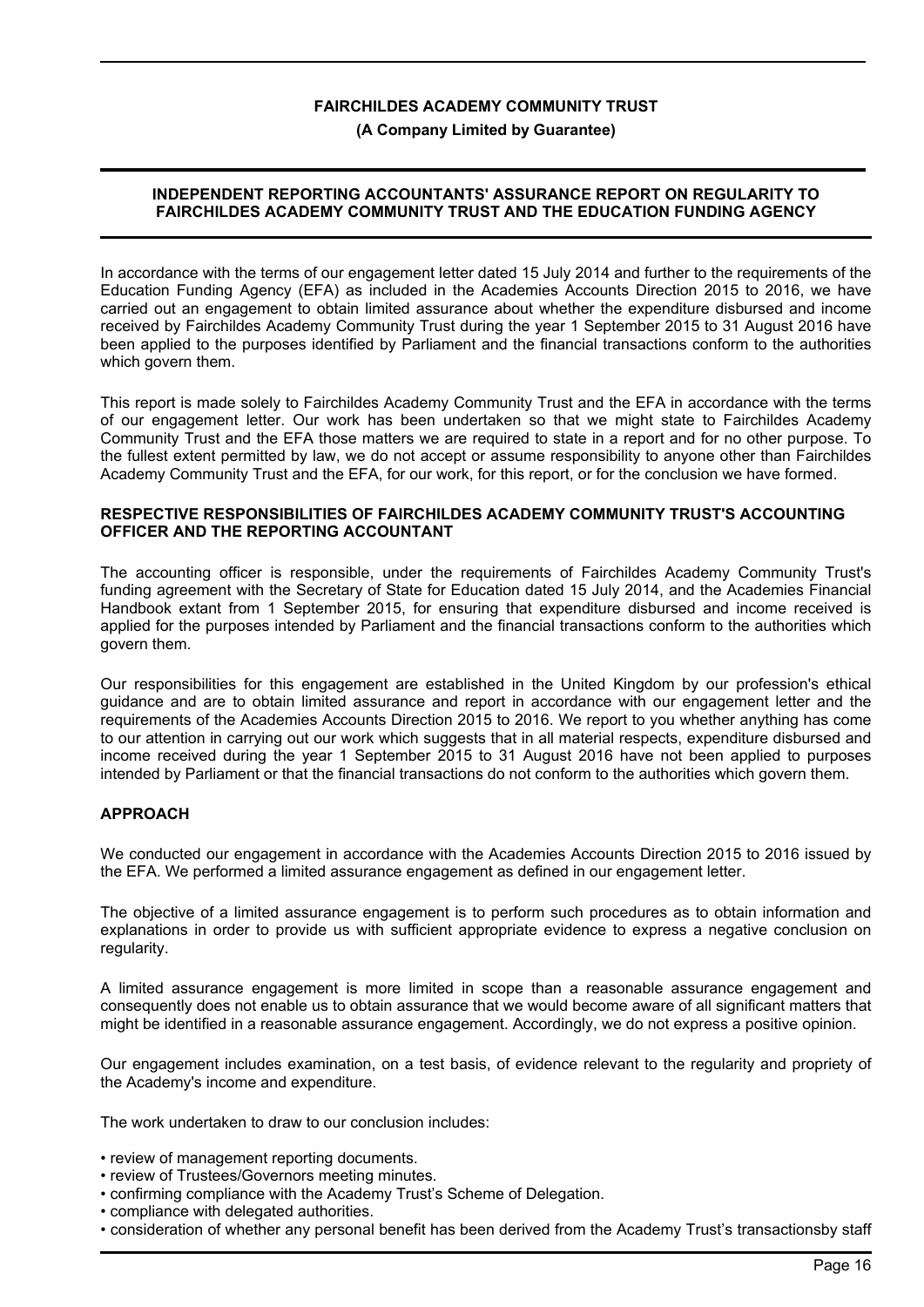**FAIRCHILDES ACADEMY COMMUNITY TRUST**

**(A Company Limited by Guarantee)**

## INDEPENDENT REPORTING ACCOUNTANTS' ASSURANCE REPORT ON REGULARITY TO FAIRCHILDES ACADEMY COMMUNITY TRUST AND THE EDUCATION FUNDING AGENCY

In accordance with the terms of our engagement letter dated 15 July 2014 and further to the requirements of the Education Funding Agency (EFA) as included in the Academies Accounts Direction 2015 to 2016, we have carried out an engagement to obtain limited assurance about whether the expenditure disbursed and income received by Fairchildes Academy Community Trust during the year 1 September 2015 to 31 August 2016 have been applied to the purposes identified by Parliament and the financial transactions conform to the authorities which govern them.

This report is made solely to Fairchildes Academy Community Trust and the EFA in accordance with the terms of our engagement letter. Our work has been undertaken so that we might state to Fairchildes Academy Community Trust and the EFA those matters we are required to state in a report and for no other purpose. To the fullest extent permitted by law, we do not accept or assume responsibility to anyone other than Fairchildes Academy Community Trust and the EFA, for our work, for this report, or for the conclusion we have formed.

### RESPECTIVE RESPONSIBILITIES OF FAIRCHILDES ACADEMY COMMUNITY TRUST'S ACCOUNTING OFFICER AND THE REPORTING ACCOUNTANT

The accounting officer is responsible, under the requirements of Fairchildes Academy Community Trust's funding agreement with the Secretary of State for Education dated 15 July 2014, and the Academies Financial Handbook extant from 1 September 2015, for ensuring that expenditure disbursed and income received is applied for the purposes intended by Parliament and the financial transactions conform to the authorities which govern them.

Our responsibilities for this engagement are established in the United Kingdom by our profession's ethical guidance and are to obtain limited assurance and report in accordance with our engagement letter and the requirements of the Academies Accounts Direction 2015 to 2016. We report to you whether anything has come to our attention in carrying out our work which suggests that in all material respects, expenditure disbursed and income received during the year 1 September 2015 to 31 August 2016 have not been applied to purposes intended by Parliament or that the financial transactions do not conform to the authorities which govern them.

### APPROACH

We conducted our engagement in accordance with the Academies Accounts Direction 2015 to 2016 issued by the EFA. We performed a limited assurance engagement as defined in our engagement letter.

The objective of a limited assurance engagement is to perform such procedures as to obtain information and explanations in order to provide us with sufficient appropriate evidence to express a negative conclusion on regularity.

A limited assurance engagement is more limited in scope than a reasonable assurance engagement and consequently does not enable us to obtain assurance that we would become aware of all significant matters that might be identified in a reasonable assurance engagement. Accordingly, we do not express a positive opinion.

Our engagement includes examination, on a test basis, of evidence relevant to the regularity and propriety of the Academy's income and expenditure.

The work undertaken to draw to our conclusion includes:

- review of management reporting documents.
- review of Trustees/Governors meeting minutes.
- confirming compliance with the Academy Trust's Scheme of Delegation.
- compliance with delegated authorities.
- consideration of whether any personal benefit has been derived from the Academy Trust's transactionsby staff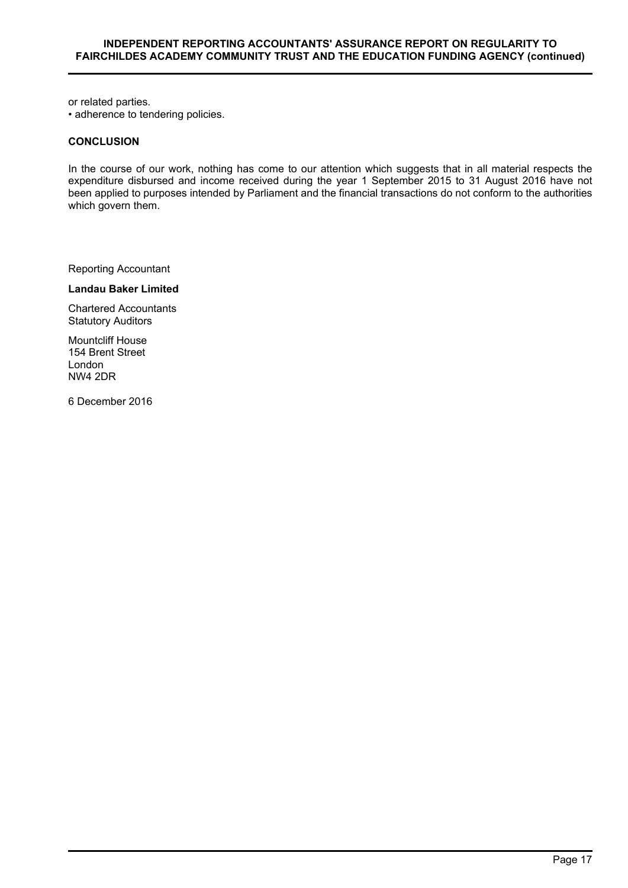or related parties.

• adherence to tendering policies.

**CONCLUSION**

In the course of our work, nothing has come to our attention which suggests that in all material respects the expenditure disbursed and income received during the year 1 September 2015 to 31 August 2016 have not been applied to purposes intended by Parliament and the financial transactions do not conform to the authorities which govern them.

Reporting Accountant

**Landau Baker Limited**

Chartered Accountants
Statutory Auditors

Mountcliff House
154 Brent Street
London
NW4 2DR

6 December 2016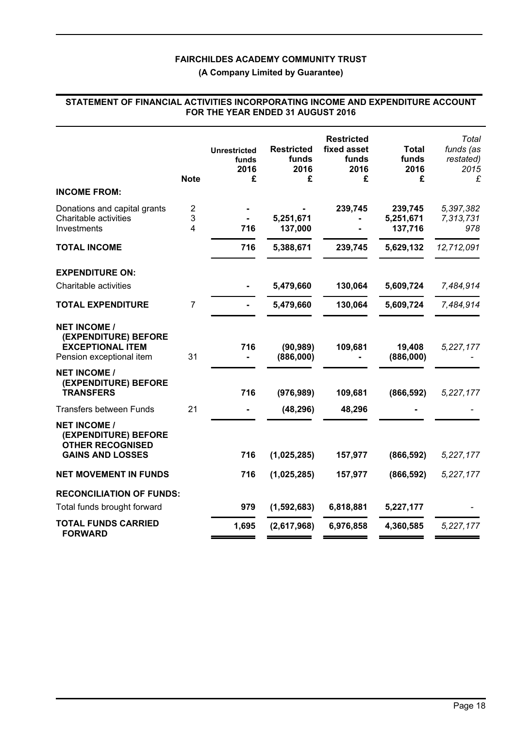**FAIRCHILDES ACADEMY COMMUNITY TRUST**

**(A Company Limited by Guarantee)**

## STATEMENT OF FINANCIAL ACTIVITIES INCORPORATING INCOME AND EXPENDITURE ACCOUNT FOR THE YEAR ENDED 31 AUGUST 2016

| | Note | Unrestricted funds 2016 £ | Restricted funds 2016 £ | Restricted fixed asset funds 2016 £ | Total funds 2016 £ | *Total funds (as restated) 2015 £* |
|---|---|---|---|---|---|---|
| **INCOME FROM:** | | | | | | |
| Donations and capital grants | 2 | - | - | 239,745 | 239,745 | *5,397,382* |
| Charitable activities | 3 | - | 5,251,671 | - | 5,251,671 | *7,313,731* |
| Investments | 4 | 716 | 137,000 | - | 137,716 | *978* |
| **TOTAL INCOME** | | 716 | 5,388,671 | 239,745 | 5,629,132 | *12,712,091* |
| **EXPENDITURE ON:** | | | | | | |
| Charitable activities | | - | 5,479,660 | 130,064 | 5,609,724 | *7,484,914* |
| **TOTAL EXPENDITURE** | 7 | - | 5,479,660 | 130,064 | 5,609,724 | *7,484,914* |
| **NET INCOME / (EXPENDITURE) BEFORE EXCEPTIONAL ITEM** | | 716 | (90,989) | 109,681 | 19,408 | *5,227,177* |
| Pension exceptional item | 31 | - | (886,000) | - | (886,000) | *-* |
| **NET INCOME / (EXPENDITURE) BEFORE TRANSFERS** | | 716 | (976,989) | 109,681 | (866,592) | *5,227,177* |
| Transfers between Funds | 21 | - | (48,296) | 48,296 | - | *-* |
| **NET INCOME / (EXPENDITURE) BEFORE OTHER RECOGNISED GAINS AND LOSSES** | | 716 | (1,025,285) | 157,977 | (866,592) | *5,227,177* |
| **NET MOVEMENT IN FUNDS** | | 716 | (1,025,285) | 157,977 | (866,592) | *5,227,177* |
| **RECONCILIATION OF FUNDS:** | | | | | | |
| Total funds brought forward | | 979 | (1,592,683) | 6,818,881 | 5,227,177 | *-* |
| **TOTAL FUNDS CARRIED FORWARD** | | 1,695 | (2,617,968) | 6,976,858 | 4,360,585 | *5,227,177* |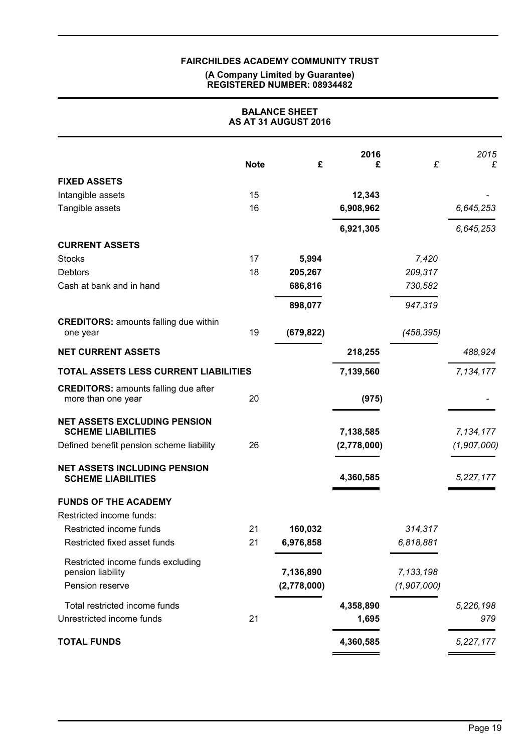**FAIRCHILDES ACADEMY COMMUNITY TRUST**

**(A Company Limited by Guarantee)**
**REGISTERED NUMBER: 08934482**

# BALANCE SHEET
## AS AT 31 AUGUST 2016

| | Note | £ | 2016 £ | £ | 2015 £ |
|---|---|---|---|---|---|
| **FIXED ASSETS** | | | | | |
| Intangible assets | 15 | | **12,343** | | - |
| Tangible assets | 16 | | **6,908,962** | | *6,645,253* |
| | | | **6,921,305** | | *6,645,253* |
| **CURRENT ASSETS** | | | | | |
| Stocks | 17 | **5,994** | | *7,420* | |
| Debtors | 18 | **205,267** | | *209,317* | |
| Cash at bank and in hand | | **686,816** | | *730,582* | |
| | | **898,077** | | *947,319* | |
| **CREDITORS:** amounts falling due within one year | 19 | **(679,822)** | | *(458,395)* | |
| **NET CURRENT ASSETS** | | | **218,255** | | *488,924* |
| **TOTAL ASSETS LESS CURRENT LIABILITIES** | | | **7,139,560** | | *7,134,177* |
| **CREDITORS:** amounts falling due after more than one year | 20 | | **(975)** | | - |
| **NET ASSETS EXCLUDING PENSION SCHEME LIABILITIES** | | | **7,138,585** | | *7,134,177* |
| Defined benefit pension scheme liability | 26 | | **(2,778,000)** | | *(1,907,000)* |
| **NET ASSETS INCLUDING PENSION SCHEME LIABILITIES** | | | **4,360,585** | | *5,227,177* |
| **FUNDS OF THE ACADEMY** | | | | | |
| Restricted income funds: | | | | | |
| Restricted income funds | 21 | **160,032** | | *314,317* | |
| Restricted fixed asset funds | 21 | **6,976,858** | | *6,818,881* | |
| Restricted income funds excluding pension liability | | **7,136,890** | | *7,133,198* | |
| Pension reserve | | **(2,778,000)** | | *(1,907,000)* | |
| Total restricted income funds | | | **4,358,890** | | *5,226,198* |
| Unrestricted income funds | 21 | | **1,695** | | *979* |
| **TOTAL FUNDS** | | | **4,360,585** | | *5,227,177* |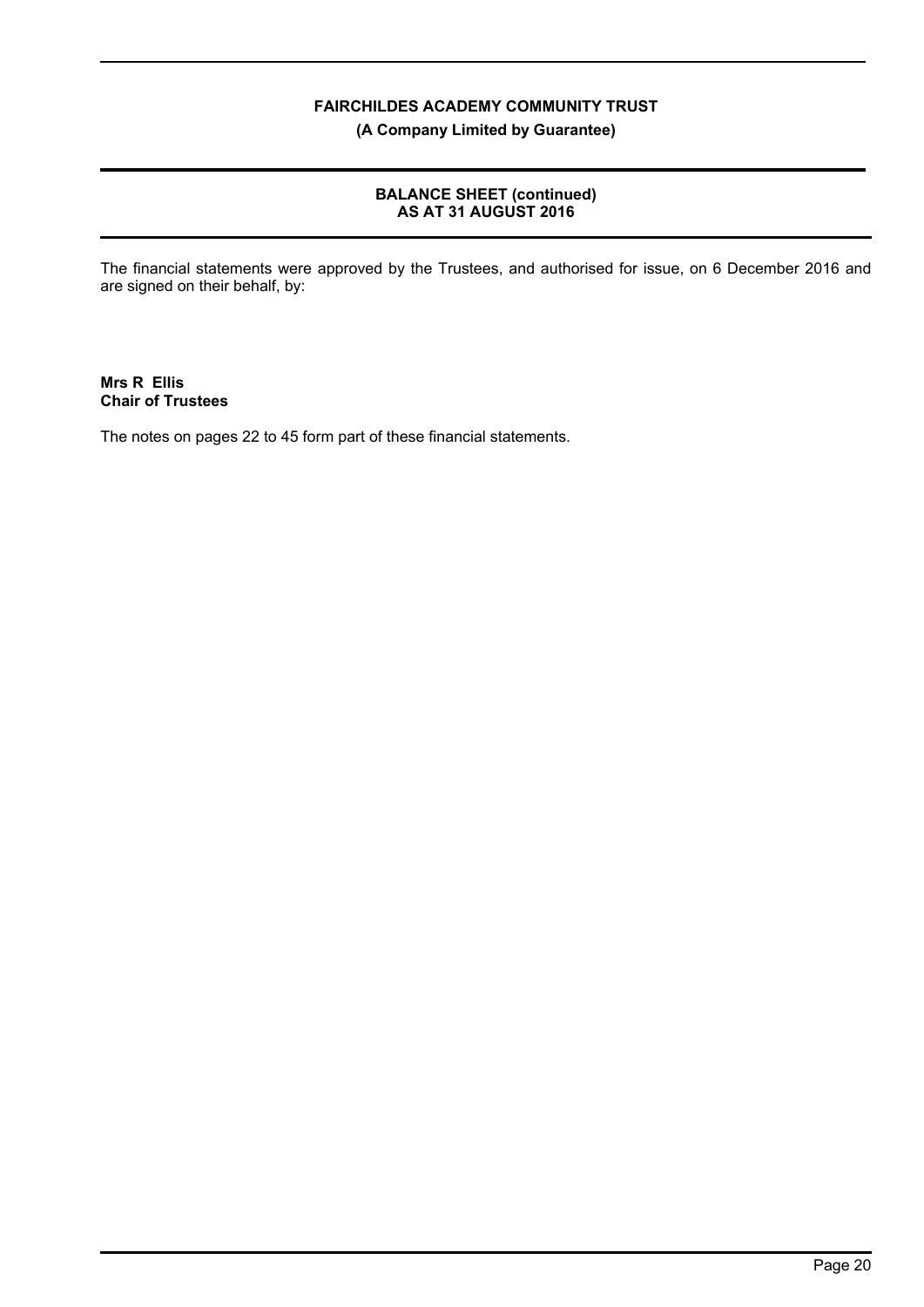# FAIRCHILDES ACADEMY COMMUNITY TRUST

**(A Company Limited by Guarantee)**

## BALANCE SHEET (continued)
## AS AT 31 AUGUST 2016

The financial statements were approved by the Trustees, and authorised for issue, on 6 December 2016 and are signed on their behalf, by:

**Mrs R Ellis**
**Chair of Trustees**

The notes on pages 22 to 45 form part of these financial statements.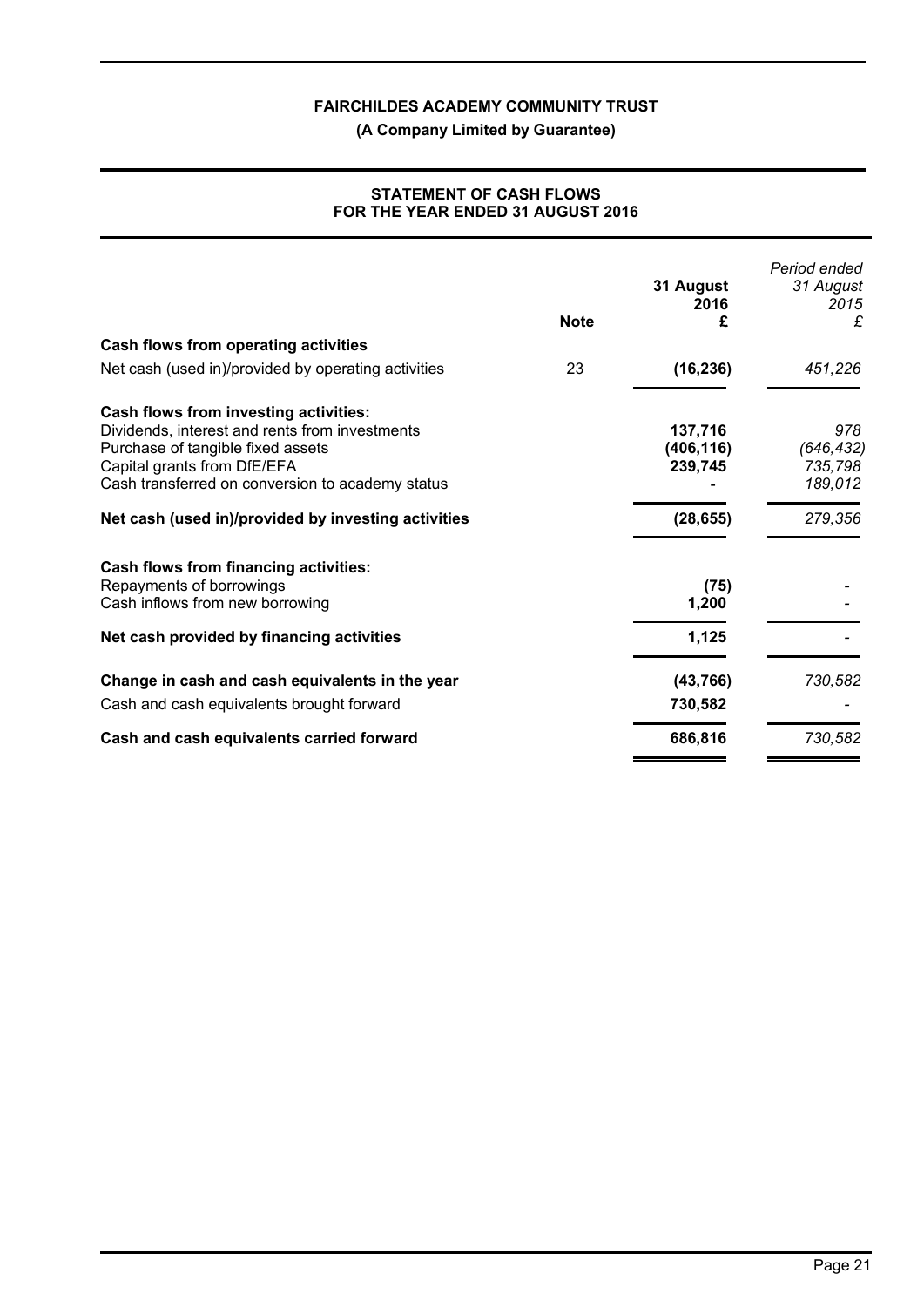**FAIRCHILDES ACADEMY COMMUNITY TRUST**

**(A Company Limited by Guarantee)**

## STATEMENT OF CASH FLOWS FOR THE YEAR ENDED 31 AUGUST 2016

| | Note | 31 August 2016 £ | *Period ended 31 August 2015 £* |
|---|---|---|---|
| **Cash flows from operating activities** | | | |
| Net cash (used in)/provided by operating activities | 23 | **(16,236)** | *451,226* |
| **Cash flows from investing activities:** | | | |
| Dividends, interest and rents from investments | | **137,716** | *978* |
| Purchase of tangible fixed assets | | **(406,116)** | *(646,432)* |
| Capital grants from DfE/EFA | | **239,745** | *735,798* |
| Cash transferred on conversion to academy status | | **-** | *189,012* |
| **Net cash (used in)/provided by investing activities** | | **(28,655)** | *279,356* |
| **Cash flows from financing activities:** | | | |
| Repayments of borrowings | | **(75)** | - |
| Cash inflows from new borrowing | | **1,200** | - |
| **Net cash provided by financing activities** | | **1,125** | - |
| **Change in cash and cash equivalents in the year** | | **(43,766)** | *730,582* |
| Cash and cash equivalents brought forward | | **730,582** | - |
| **Cash and cash equivalents carried forward** | | **686,816** | *730,582* |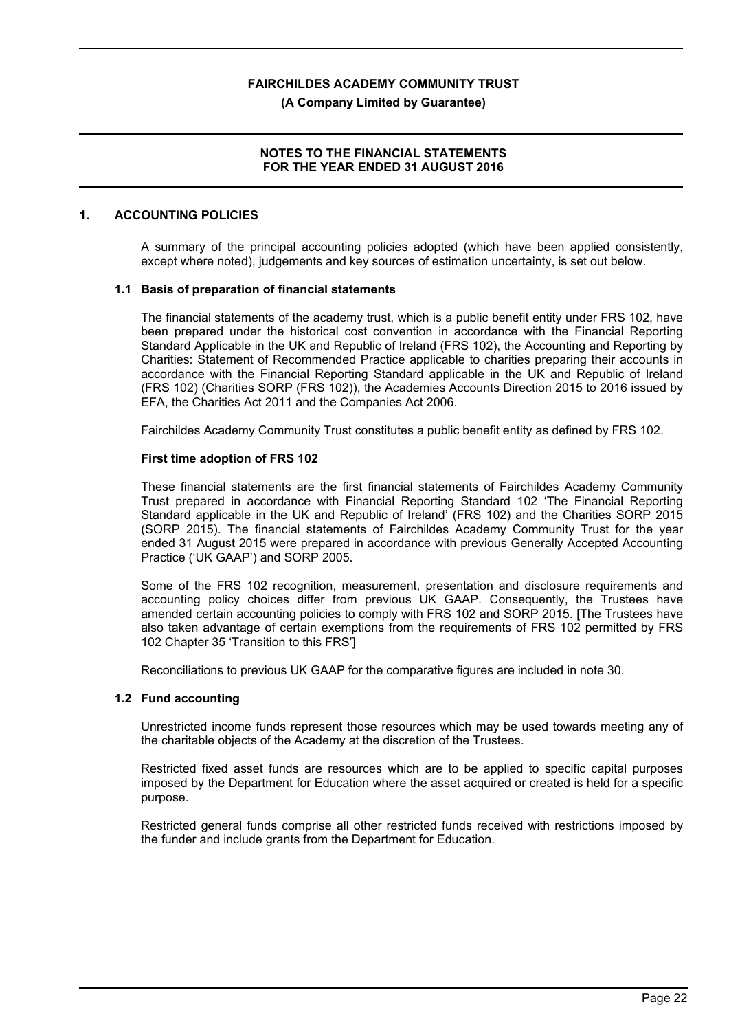**FAIRCHILDES ACADEMY COMMUNITY TRUST**

**(A Company Limited by Guarantee)**

**NOTES TO THE FINANCIAL STATEMENTS
FOR THE YEAR ENDED 31 AUGUST 2016**

## 1. ACCOUNTING POLICIES

A summary of the principal accounting policies adopted (which have been applied consistently, except where noted), judgements and key sources of estimation uncertainty, is set out below.

### 1.1 Basis of preparation of financial statements

The financial statements of the academy trust, which is a public benefit entity under FRS 102, have been prepared under the historical cost convention in accordance with the Financial Reporting Standard Applicable in the UK and Republic of Ireland (FRS 102), the Accounting and Reporting by Charities: Statement of Recommended Practice applicable to charities preparing their accounts in accordance with the Financial Reporting Standard applicable in the UK and Republic of Ireland (FRS 102) (Charities SORP (FRS 102)), the Academies Accounts Direction 2015 to 2016 issued by EFA, the Charities Act 2011 and the Companies Act 2006.

Fairchildes Academy Community Trust constitutes a public benefit entity as defined by FRS 102.

**First time adoption of FRS 102**

These financial statements are the first financial statements of Fairchildes Academy Community Trust prepared in accordance with Financial Reporting Standard 102 'The Financial Reporting Standard applicable in the UK and Republic of Ireland' (FRS 102) and the Charities SORP 2015 (SORP 2015). The financial statements of Fairchildes Academy Community Trust for the year ended 31 August 2015 were prepared in accordance with previous Generally Accepted Accounting Practice ('UK GAAP') and SORP 2005.

Some of the FRS 102 recognition, measurement, presentation and disclosure requirements and accounting policy choices differ from previous UK GAAP. Consequently, the Trustees have amended certain accounting policies to comply with FRS 102 and SORP 2015. [The Trustees have also taken advantage of certain exemptions from the requirements of FRS 102 permitted by FRS 102 Chapter 35 'Transition to this FRS']

Reconciliations to previous UK GAAP for the comparative figures are included in note 30.

### 1.2 Fund accounting

Unrestricted income funds represent those resources which may be used towards meeting any of the charitable objects of the Academy at the discretion of the Trustees.

Restricted fixed asset funds are resources which are to be applied to specific capital purposes imposed by the Department for Education where the asset acquired or created is held for a specific purpose.

Restricted general funds comprise all other restricted funds received with restrictions imposed by the funder and include grants from the Department for Education.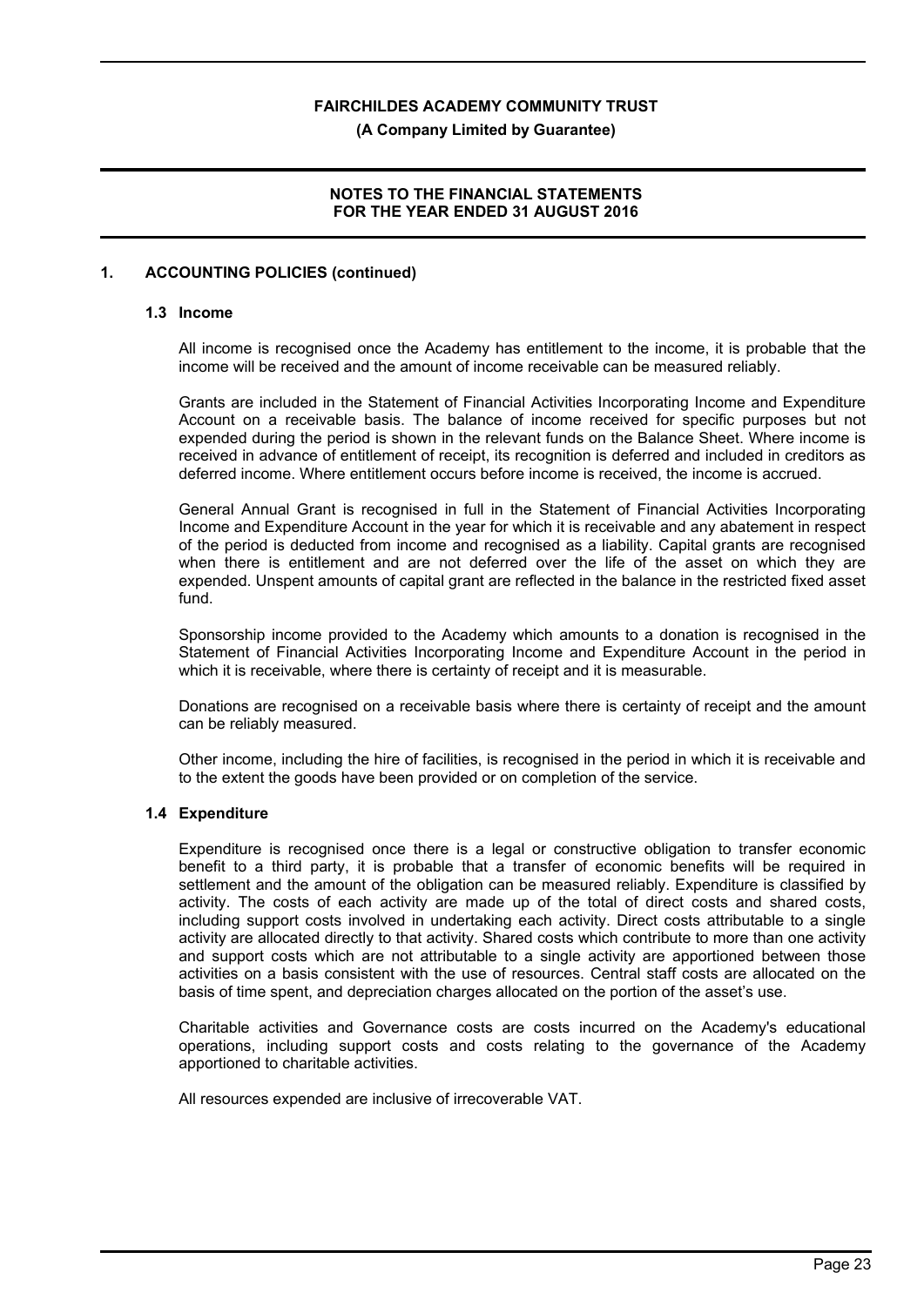## 1. ACCOUNTING POLICIES (continued)

### 1.3 Income

All income is recognised once the Academy has entitlement to the income, it is probable that the income will be received and the amount of income receivable can be measured reliably.

Grants are included in the Statement of Financial Activities Incorporating Income and Expenditure Account on a receivable basis. The balance of income received for specific purposes but not expended during the period is shown in the relevant funds on the Balance Sheet. Where income is received in advance of entitlement of receipt, its recognition is deferred and included in creditors as deferred income. Where entitlement occurs before income is received, the income is accrued.

General Annual Grant is recognised in full in the Statement of Financial Activities Incorporating Income and Expenditure Account in the year for which it is receivable and any abatement in respect of the period is deducted from income and recognised as a liability. Capital grants are recognised when there is entitlement and are not deferred over the life of the asset on which they are expended. Unspent amounts of capital grant are reflected in the balance in the restricted fixed asset fund.

Sponsorship income provided to the Academy which amounts to a donation is recognised in the Statement of Financial Activities Incorporating Income and Expenditure Account in the period in which it is receivable, where there is certainty of receipt and it is measurable.

Donations are recognised on a receivable basis where there is certainty of receipt and the amount can be reliably measured.

Other income, including the hire of facilities, is recognised in the period in which it is receivable and to the extent the goods have been provided or on completion of the service.

### 1.4 Expenditure

Expenditure is recognised once there is a legal or constructive obligation to transfer economic benefit to a third party, it is probable that a transfer of economic benefits will be required in settlement and the amount of the obligation can be measured reliably. Expenditure is classified by activity. The costs of each activity are made up of the total of direct costs and shared costs, including support costs involved in undertaking each activity. Direct costs attributable to a single activity are allocated directly to that activity. Shared costs which contribute to more than one activity and support costs which are not attributable to a single activity are apportioned between those activities on a basis consistent with the use of resources. Central staff costs are allocated on the basis of time spent, and depreciation charges allocated on the portion of the asset's use.

Charitable activities and Governance costs are costs incurred on the Academy's educational operations, including support costs and costs relating to the governance of the Academy apportioned to charitable activities.

All resources expended are inclusive of irrecoverable VAT.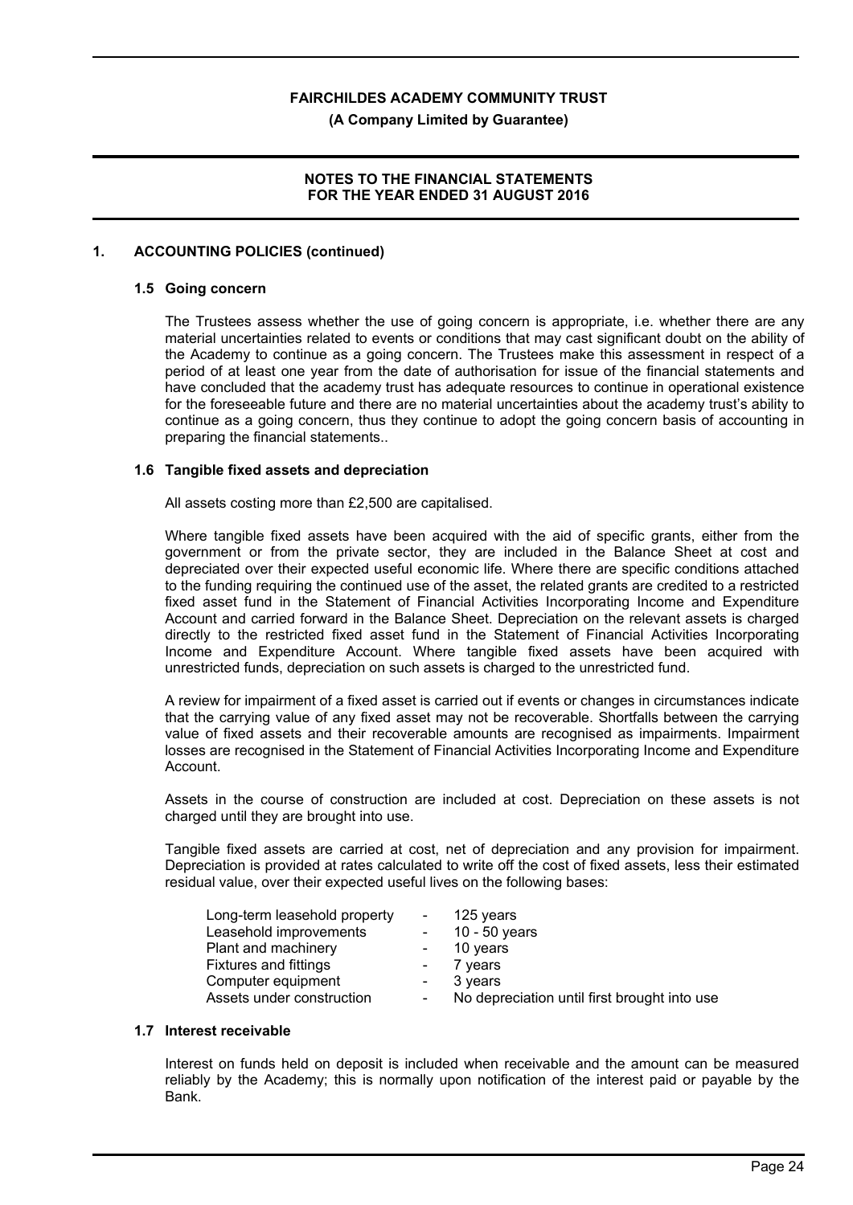## 1. ACCOUNTING POLICIES (continued)

### 1.5 Going concern

The Trustees assess whether the use of going concern is appropriate, i.e. whether there are any material uncertainties related to events or conditions that may cast significant doubt on the ability of the Academy to continue as a going concern. The Trustees make this assessment in respect of a period of at least one year from the date of authorisation for issue of the financial statements and have concluded that the academy trust has adequate resources to continue in operational existence for the foreseeable future and there are no material uncertainties about the academy trust's ability to continue as a going concern, thus they continue to adopt the going concern basis of accounting in preparing the financial statements..

### 1.6 Tangible fixed assets and depreciation

All assets costing more than £2,500 are capitalised.

Where tangible fixed assets have been acquired with the aid of specific grants, either from the government or from the private sector, they are included in the Balance Sheet at cost and depreciated over their expected useful economic life. Where there are specific conditions attached to the funding requiring the continued use of the asset, the related grants are credited to a restricted fixed asset fund in the Statement of Financial Activities Incorporating Income and Expenditure Account and carried forward in the Balance Sheet. Depreciation on the relevant assets is charged directly to the restricted fixed asset fund in the Statement of Financial Activities Incorporating Income and Expenditure Account. Where tangible fixed assets have been acquired with unrestricted funds, depreciation on such assets is charged to the unrestricted fund.

A review for impairment of a fixed asset is carried out if events or changes in circumstances indicate that the carrying value of any fixed asset may not be recoverable. Shortfalls between the carrying value of fixed assets and their recoverable amounts are recognised as impairments. Impairment losses are recognised in the Statement of Financial Activities Incorporating Income and Expenditure Account.

Assets in the course of construction are included at cost. Depreciation on these assets is not charged until they are brought into use.

Tangible fixed assets are carried at cost, net of depreciation and any provision for impairment. Depreciation is provided at rates calculated to write off the cost of fixed assets, less their estimated residual value, over their expected useful lives on the following bases:

| | | |
|---|---|---|
| Long-term leasehold property | - | 125 years |
| Leasehold improvements | - | 10 - 50 years |
| Plant and machinery | - | 10 years |
| Fixtures and fittings | - | 7 years |
| Computer equipment | - | 3 years |
| Assets under construction | - | No depreciation until first brought into use |

### 1.7 Interest receivable

Interest on funds held on deposit is included when receivable and the amount can be measured reliably by the Academy; this is normally upon notification of the interest paid or payable by the Bank.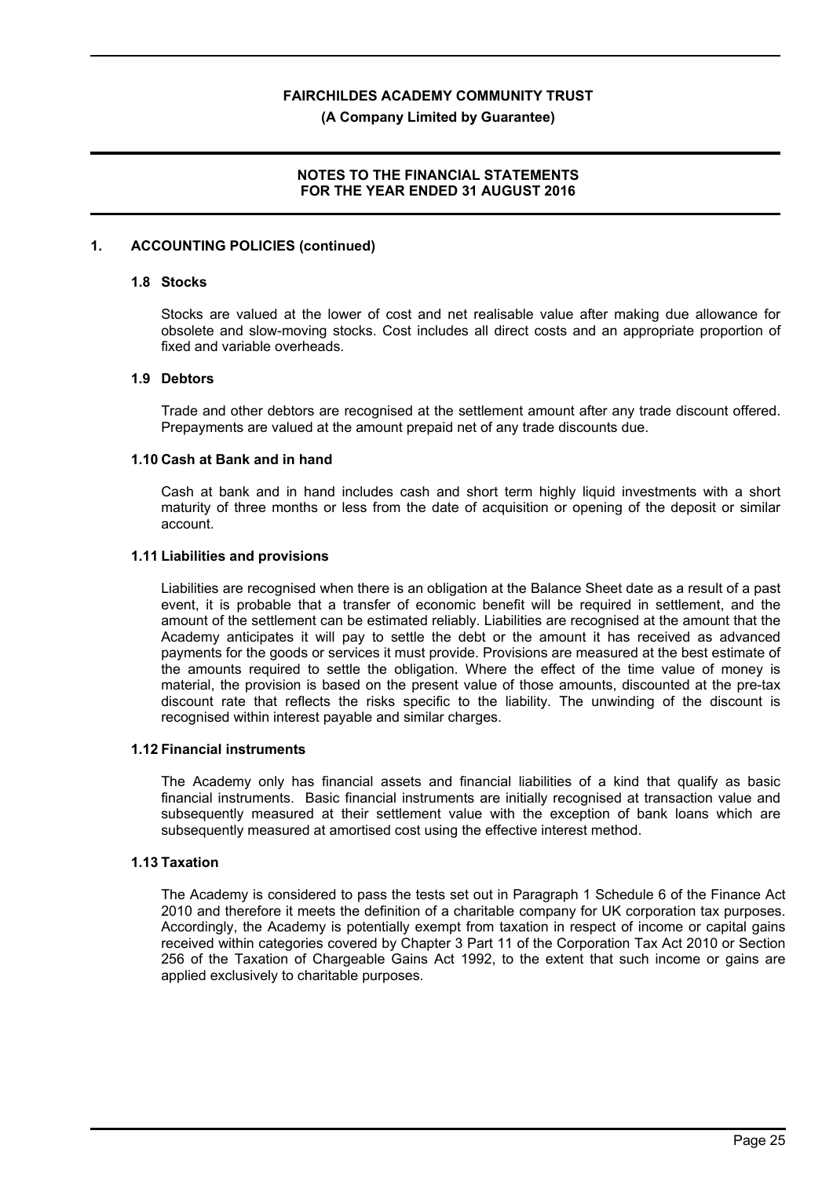## 1. ACCOUNTING POLICIES (continued)

### 1.8 Stocks

Stocks are valued at the lower of cost and net realisable value after making due allowance for obsolete and slow-moving stocks. Cost includes all direct costs and an appropriate proportion of fixed and variable overheads.

### 1.9 Debtors

Trade and other debtors are recognised at the settlement amount after any trade discount offered. Prepayments are valued at the amount prepaid net of any trade discounts due.

### 1.10 Cash at Bank and in hand

Cash at bank and in hand includes cash and short term highly liquid investments with a short maturity of three months or less from the date of acquisition or opening of the deposit or similar account.

### 1.11 Liabilities and provisions

Liabilities are recognised when there is an obligation at the Balance Sheet date as a result of a past event, it is probable that a transfer of economic benefit will be required in settlement, and the amount of the settlement can be estimated reliably. Liabilities are recognised at the amount that the Academy anticipates it will pay to settle the debt or the amount it has received as advanced payments for the goods or services it must provide. Provisions are measured at the best estimate of the amounts required to settle the obligation. Where the effect of the time value of money is material, the provision is based on the present value of those amounts, discounted at the pre-tax discount rate that reflects the risks specific to the liability. The unwinding of the discount is recognised within interest payable and similar charges.

### 1.12 Financial instruments

The Academy only has financial assets and financial liabilities of a kind that qualify as basic financial instruments. Basic financial instruments are initially recognised at transaction value and subsequently measured at their settlement value with the exception of bank loans which are subsequently measured at amortised cost using the effective interest method.

### 1.13 Taxation

The Academy is considered to pass the tests set out in Paragraph 1 Schedule 6 of the Finance Act 2010 and therefore it meets the definition of a charitable company for UK corporation tax purposes. Accordingly, the Academy is potentially exempt from taxation in respect of income or capital gains received within categories covered by Chapter 3 Part 11 of the Corporation Tax Act 2010 or Section 256 of the Taxation of Chargeable Gains Act 1992, to the extent that such income or gains are applied exclusively to charitable purposes.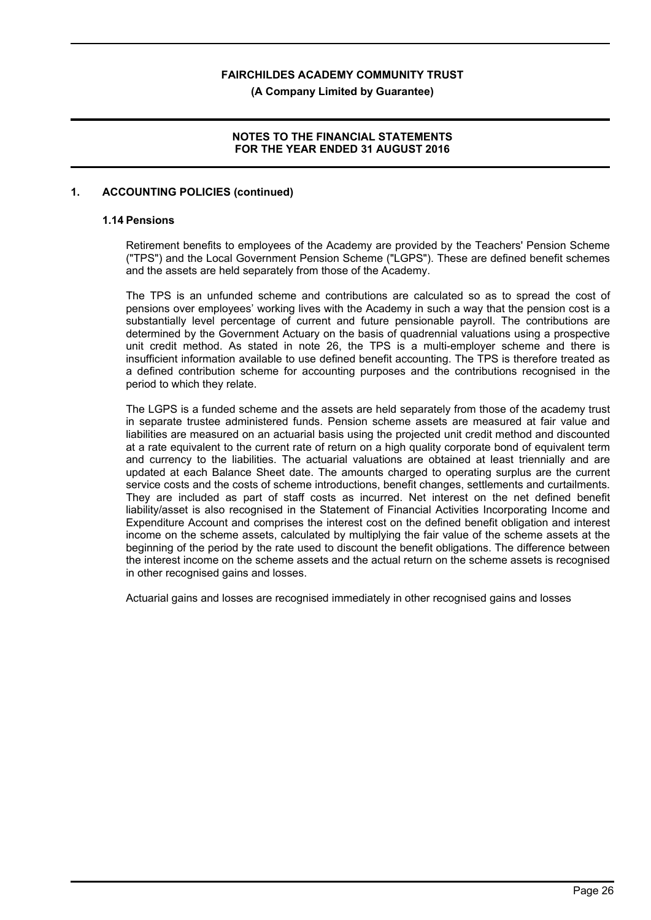## 1. ACCOUNTING POLICIES (continued)

### 1.14 Pensions

Retirement benefits to employees of the Academy are provided by the Teachers' Pension Scheme ("TPS") and the Local Government Pension Scheme ("LGPS"). These are defined benefit schemes and the assets are held separately from those of the Academy.

The TPS is an unfunded scheme and contributions are calculated so as to spread the cost of pensions over employees' working lives with the Academy in such a way that the pension cost is a substantially level percentage of current and future pensionable payroll. The contributions are determined by the Government Actuary on the basis of quadrennial valuations using a prospective unit credit method. As stated in note 26, the TPS is a multi-employer scheme and there is insufficient information available to use defined benefit accounting. The TPS is therefore treated as a defined contribution scheme for accounting purposes and the contributions recognised in the period to which they relate.

The LGPS is a funded scheme and the assets are held separately from those of the academy trust in separate trustee administered funds. Pension scheme assets are measured at fair value and liabilities are measured on an actuarial basis using the projected unit credit method and discounted at a rate equivalent to the current rate of return on a high quality corporate bond of equivalent term and currency to the liabilities. The actuarial valuations are obtained at least triennially and are updated at each Balance Sheet date. The amounts charged to operating surplus are the current service costs and the costs of scheme introductions, benefit changes, settlements and curtailments. They are included as part of staff costs as incurred. Net interest on the net defined benefit liability/asset is also recognised in the Statement of Financial Activities Incorporating Income and Expenditure Account and comprises the interest cost on the defined benefit obligation and interest income on the scheme assets, calculated by multiplying the fair value of the scheme assets at the beginning of the period by the rate used to discount the benefit obligations. The difference between the interest income on the scheme assets and the actual return on the scheme assets is recognised in other recognised gains and losses.

Actuarial gains and losses are recognised immediately in other recognised gains and losses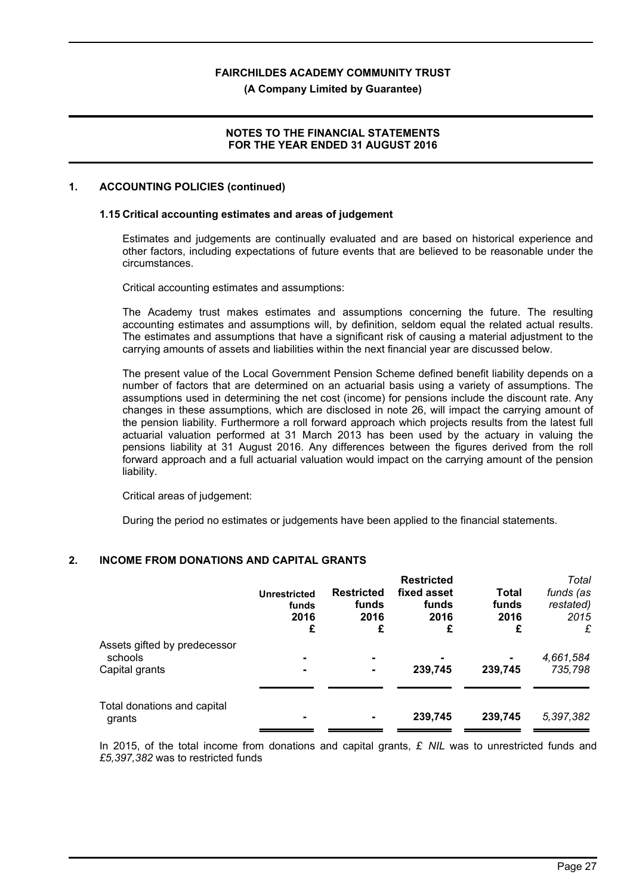## 1. ACCOUNTING POLICIES (continued)

### 1.15 Critical accounting estimates and areas of judgement

Estimates and judgements are continually evaluated and are based on historical experience and other factors, including expectations of future events that are believed to be reasonable under the circumstances.

Critical accounting estimates and assumptions:

The Academy trust makes estimates and assumptions concerning the future. The resulting accounting estimates and assumptions will, by definition, seldom equal the related actual results. The estimates and assumptions that have a significant risk of causing a material adjustment to the carrying amounts of assets and liabilities within the next financial year are discussed below.

The present value of the Local Government Pension Scheme defined benefit liability depends on a number of factors that are determined on an actuarial basis using a variety of assumptions. The assumptions used in determining the net cost (income) for pensions include the discount rate. Any changes in these assumptions, which are disclosed in note 26, will impact the carrying amount of the pension liability. Furthermore a roll forward approach which projects results from the latest full actuarial valuation performed at 31 March 2013 has been used by the actuary in valuing the pensions liability at 31 August 2016. Any differences between the figures derived from the roll forward approach and a full actuarial valuation would impact on the carrying amount of the pension liability.

Critical areas of judgement:

During the period no estimates or judgements have been applied to the financial statements.

## 2. INCOME FROM DONATIONS AND CAPITAL GRANTS

| | **Unrestricted funds 2016 £** | **Restricted funds 2016 £** | **Restricted fixed asset funds 2016 £** | **Total funds 2016 £** | *Total funds (as restated) 2015 £* |
|---|---|---|---|---|---|
| Assets gifted by predecessor schools | - | - | - | - | *4,661,584* |
| Capital grants | - | - | 239,745 | 239,745 | *735,798* |
| Total donations and capital grants | - | - | 239,745 | 239,745 | *5,397,382* |

In 2015, of the total income from donations and capital grants, *£ NIL* was to unrestricted funds and *£5,397,382* was to restricted funds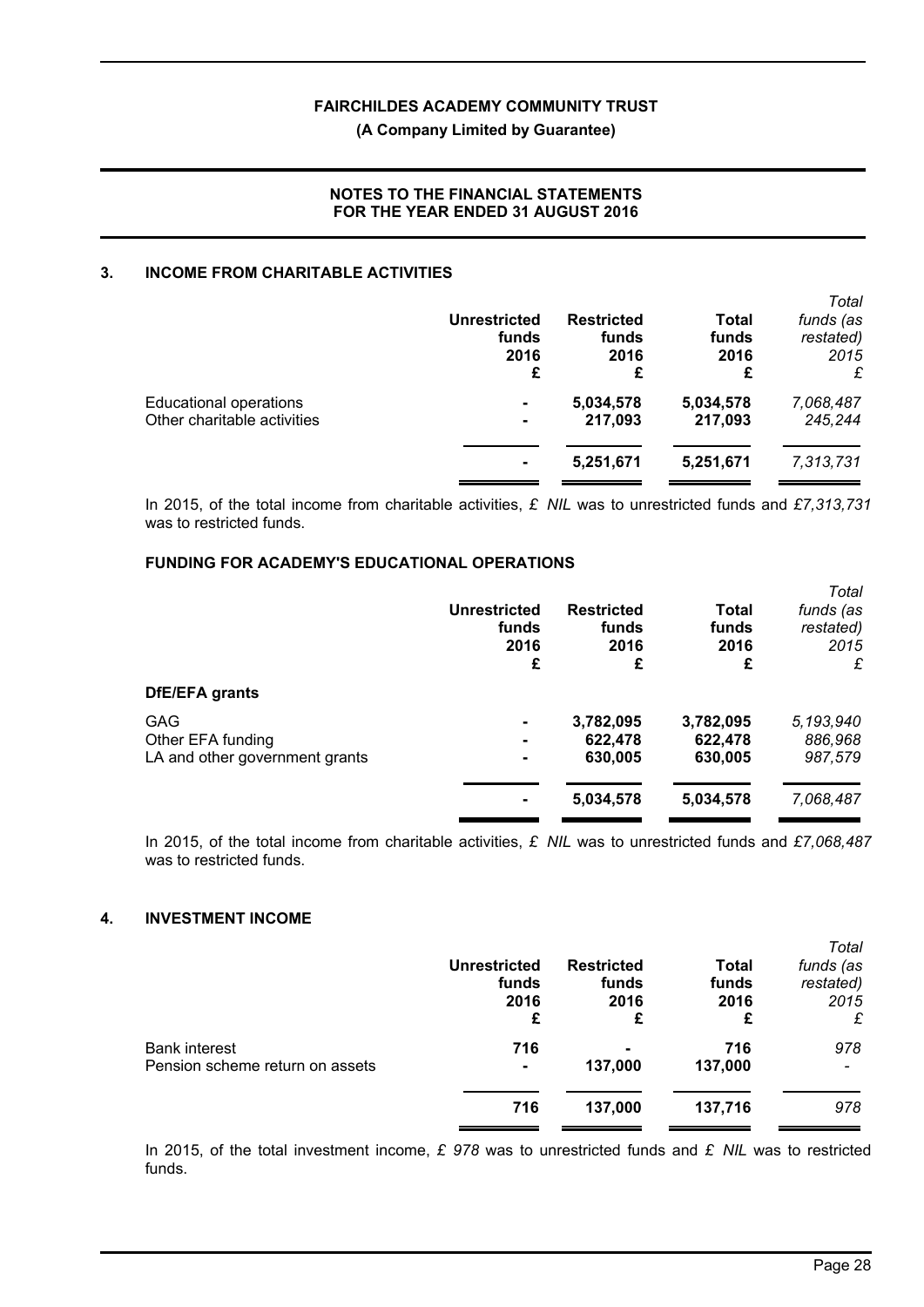**FAIRCHILDES ACADEMY COMMUNITY TRUST**

**(A Company Limited by Guarantee)**

**NOTES TO THE FINANCIAL STATEMENTS FOR THE YEAR ENDED 31 AUGUST 2016**

## 3. INCOME FROM CHARITABLE ACTIVITIES

| | Unrestricted funds 2016 £ | Restricted funds 2016 £ | Total funds 2016 £ | *Total funds (as restated) 2015 £* |
|---|---|---|---|---|
| Educational operations | - | 5,034,578 | 5,034,578 | *7,068,487* |
| Other charitable activities | - | 217,093 | 217,093 | *245,244* |
| | - | 5,251,671 | 5,251,671 | *7,313,731* |

In 2015, of the total income from charitable activities, *£ NIL* was to unrestricted funds and *£7,313,731* was to restricted funds.

### FUNDING FOR ACADEMY'S EDUCATIONAL OPERATIONS

| | Unrestricted funds 2016 £ | Restricted funds 2016 £ | Total funds 2016 £ | *Total funds (as restated) 2015 £* |
|---|---|---|---|---|
| **DfE/EFA grants** | | | | |
| GAG | - | 3,782,095 | 3,782,095 | *5,193,940* |
| Other EFA funding | - | 622,478 | 622,478 | *886,968* |
| LA and other government grants | - | 630,005 | 630,005 | *987,579* |
| | - | 5,034,578 | 5,034,578 | *7,068,487* |

In 2015, of the total income from charitable activities, *£ NIL* was to unrestricted funds and *£7,068,487* was to restricted funds.

## 4. INVESTMENT INCOME

| | Unrestricted funds 2016 £ | Restricted funds 2016 £ | Total funds 2016 £ | *Total funds (as restated) 2015 £* |
|---|---|---|---|---|
| Bank interest | 716 | - | 716 | *978* |
| Pension scheme return on assets | - | 137,000 | 137,000 | *-* |
| | 716 | 137,000 | 137,716 | *978* |

In 2015, of the total investment income, *£ 978* was to unrestricted funds and *£ NIL* was to restricted funds.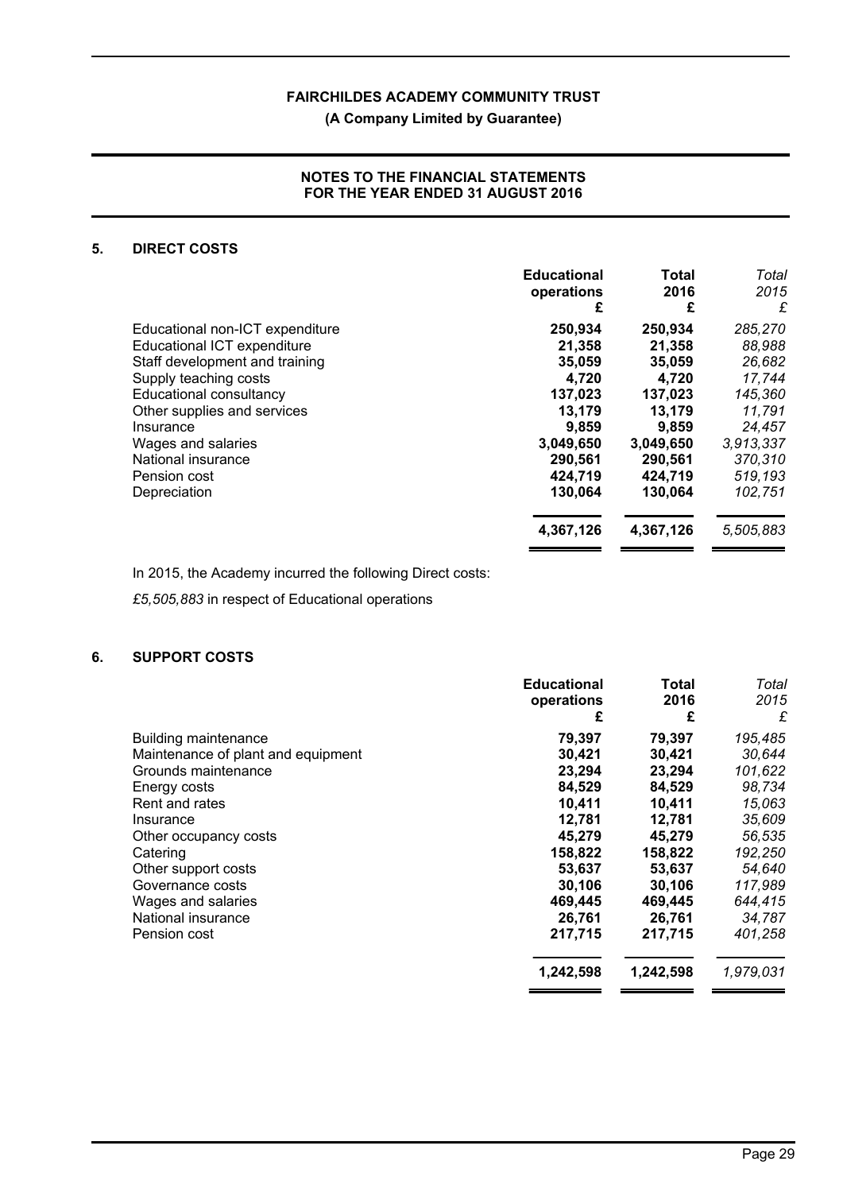**FAIRCHILDES ACADEMY COMMUNITY TRUST**

**(A Company Limited by Guarantee)**

**NOTES TO THE FINANCIAL STATEMENTS FOR THE YEAR ENDED 31 AUGUST 2016**

## 5. DIRECT COSTS

| | Educational operations £ | Total 2016 £ | *Total 2015 £* |
|---|---|---|---|
| Educational non-ICT expenditure | **250,934** | **250,934** | *285,270* |
| Educational ICT expenditure | **21,358** | **21,358** | *88,988* |
| Staff development and training | **35,059** | **35,059** | *26,682* |
| Supply teaching costs | **4,720** | **4,720** | *17,744* |
| Educational consultancy | **137,023** | **137,023** | *145,360* |
| Other supplies and services | **13,179** | **13,179** | *11,791* |
| Insurance | **9,859** | **9,859** | *24,457* |
| Wages and salaries | **3,049,650** | **3,049,650** | *3,913,337* |
| National insurance | **290,561** | **290,561** | *370,310* |
| Pension cost | **424,719** | **424,719** | *519,193* |
| Depreciation | **130,064** | **130,064** | *102,751* |
| | **4,367,126** | **4,367,126** | *5,505,883* |

In 2015, the Academy incurred the following Direct costs:

*£5,505,883* in respect of Educational operations

## 6. SUPPORT COSTS

| | Educational operations £ | Total 2016 £ | *Total 2015 £* |
|---|---|---|---|
| Building maintenance | **79,397** | **79,397** | *195,485* |
| Maintenance of plant and equipment | **30,421** | **30,421** | *30,644* |
| Grounds maintenance | **23,294** | **23,294** | *101,622* |
| Energy costs | **84,529** | **84,529** | *98,734* |
| Rent and rates | **10,411** | **10,411** | *15,063* |
| Insurance | **12,781** | **12,781** | *35,609* |
| Other occupancy costs | **45,279** | **45,279** | *56,535* |
| Catering | **158,822** | **158,822** | *192,250* |
| Other support costs | **53,637** | **53,637** | *54,640* |
| Governance costs | **30,106** | **30,106** | *117,989* |
| Wages and salaries | **469,445** | **469,445** | *644,415* |
| National insurance | **26,761** | **26,761** | *34,787* |
| Pension cost | **217,715** | **217,715** | *401,258* |
| | **1,242,598** | **1,242,598** | *1,979,031* |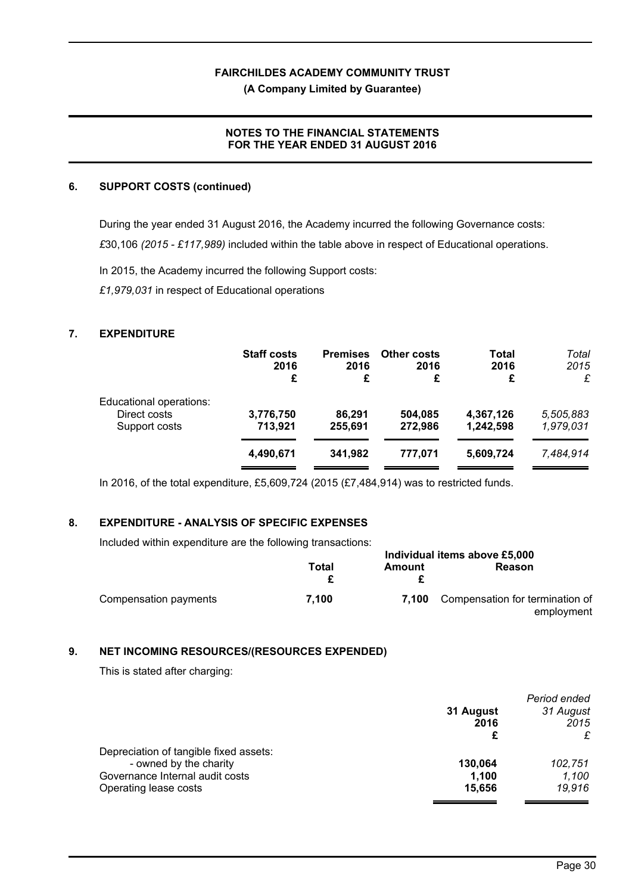## 6. SUPPORT COSTS (continued)

During the year ended 31 August 2016, the Academy incurred the following Governance costs:

£30,106 *(2015 - £117,989)* included within the table above in respect of Educational operations.

In 2015, the Academy incurred the following Support costs:

*£1,979,031* in respect of Educational operations

## 7. EXPENDITURE

| | Staff costs 2016 £ | Premises 2016 £ | Other costs 2016 £ | Total 2016 £ | *Total 2015 £* |
|---|---|---|---|---|---|
| Educational operations: | | | | | |
| Direct costs | **3,776,750** | **86,291** | **504,085** | **4,367,126** | *5,505,883* |
| Support costs | **713,921** | **255,691** | **272,986** | **1,242,598** | *1,979,031* |
| | **4,490,671** | **341,982** | **777,071** | **5,609,724** | *7,484,914* |

In 2016, of the total expenditure, £5,609,724 (2015 (£7,484,914) was to restricted funds.

## 8. EXPENDITURE - ANALYSIS OF SPECIFIC EXPENSES

Included within expenditure are the following transactions:

| | Total £ | Individual items above £5,000 Amount £ | Reason |
|---|---|---|---|
| Compensation payments | **7,100** | **7,100** | Compensation for termination of employment |

## 9. NET INCOMING RESOURCES/(RESOURCES EXPENDED)

This is stated after charging:

| | 31 August 2016 £ | *Period ended 31 August 2015 £* |
|---|---|---|
| Depreciation of tangible fixed assets: | | |
| - owned by the charity | **130,064** | *102,751* |
| Governance Internal audit costs | **1,100** | *1,100* |
| Operating lease costs | **15,656** | *19,916* |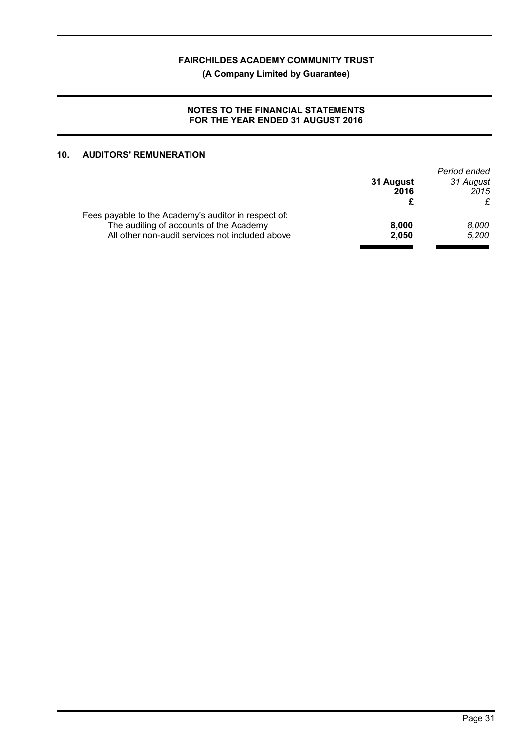# FAIRCHILDES ACADEMY COMMUNITY TRUST

**(A Company Limited by Guarantee)**

**NOTES TO THE FINANCIAL STATEMENTS FOR THE YEAR ENDED 31 AUGUST 2016**

## 10. AUDITORS' REMUNERATION

| | **31 August 2016** | *Period ended 31 August 2015* |
|---|---|---|
| | **£** | *£* |
| Fees payable to the Academy's auditor in respect of: | | |
| The auditing of accounts of the Academy | **8,000** | *8,000* |
| All other non-audit services not included above | **2,050** | *5,200* |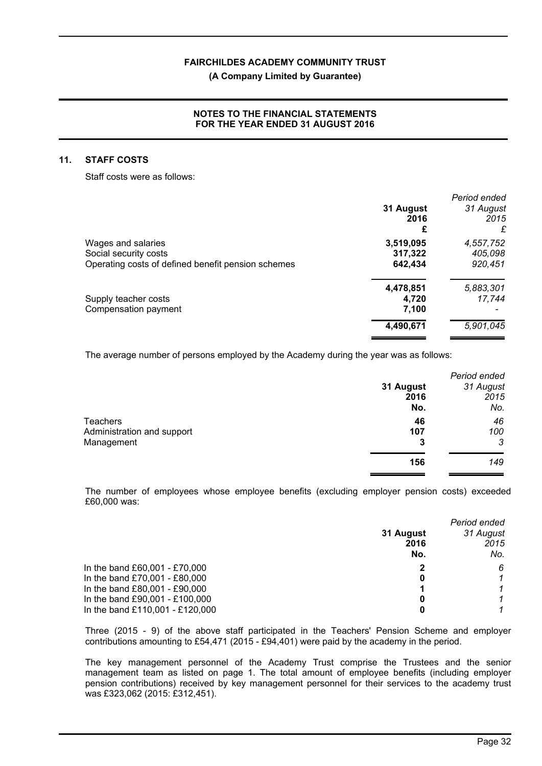## 11. STAFF COSTS

Staff costs were as follows:

| | 31 August 2016 £ | *Period ended 31 August 2015 £* |
|---|---|---|
| Wages and salaries | **3,519,095** | *4,557,752* |
| Social security costs | **317,322** | *405,098* |
| Operating costs of defined benefit pension schemes | **642,434** | *920,451* |
| | **4,478,851** | *5,883,301* |
| Supply teacher costs | **4,720** | *17,744* |
| Compensation payment | **7,100** | *-* |
| | **4,490,671** | *5,901,045* |

The average number of persons employed by the Academy during the year was as follows:

| | 31 August 2016 No. | *Period ended 31 August 2015 No.* |
|---|---|---|
| Teachers | **46** | *46* |
| Administration and support | **107** | *100* |
| Management | **3** | *3* |
| | **156** | *149* |

The number of employees whose employee benefits (excluding employer pension costs) exceeded £60,000 was:

| | 31 August 2016 No. | *Period ended 31 August 2015 No.* |
|---|---|---|
| In the band £60,001 - £70,000 | **2** | *6* |
| In the band £70,001 - £80,000 | **0** | *1* |
| In the band £80,001 - £90,000 | **1** | *1* |
| In the band £90,001 - £100,000 | **0** | *1* |
| In the band £110,001 - £120,000 | **0** | *1* |

Three (2015 - 9) of the above staff participated in the Teachers' Pension Scheme and employer contributions amounting to £54,471 (2015 - £94,401) were paid by the academy in the period.

The key management personnel of the Academy Trust comprise the Trustees and the senior management team as listed on page 1. The total amount of employee benefits (including employer pension contributions) received by key management personnel for their services to the academy trust was £323,062 (2015: £312,451).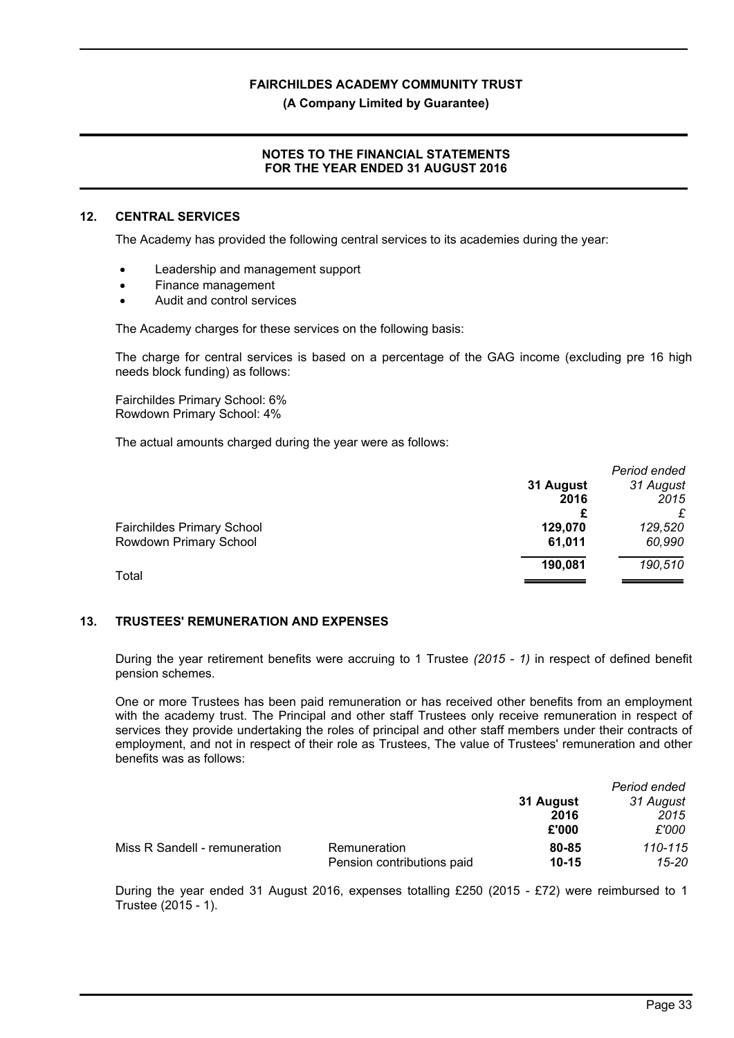## 12. CENTRAL SERVICES

The Academy has provided the following central services to its academies during the year:

- Leadership and management support
- Finance management
- Audit and control services

The Academy charges for these services on the following basis:

The charge for central services is based on a percentage of the GAG income (excluding pre 16 high needs block funding) as follows:

Fairchildes Primary School: 6%
Rowdown Primary School: 4%

The actual amounts charged during the year were as follows:

| | 31 August 2016 £ | *Period ended 31 August 2015 £* |
|---|---|---|
| Fairchildes Primary School | **129,070** | *129,520* |
| Rowdown Primary School | **61,011** | *60,990* |
| Total | **190,081** | *190,510* |

## 13. TRUSTEES' REMUNERATION AND EXPENSES

During the year retirement benefits were accruing to 1 Trustee *(2015 - 1)* in respect of defined benefit pension schemes.

One or more Trustees has been paid remuneration or has received other benefits from an employment with the academy trust. The Principal and other staff Trustees only receive remuneration in respect of services they provide undertaking the roles of principal and other staff members under their contracts of employment, and not in respect of their role as Trustees, The value of Trustees' remuneration and other benefits was as follows:

| | | 31 August 2016 £'000 | *Period ended 31 August 2015 £'000* |
|---|---|---|---|
| Miss R Sandell - remuneration | Remuneration | **80-85** | *110-115* |
| | Pension contributions paid | **10-15** | *15-20* |

During the year ended 31 August 2016, expenses totalling £250 (2015 - £72) were reimbursed to 1 Trustee (2015 - 1).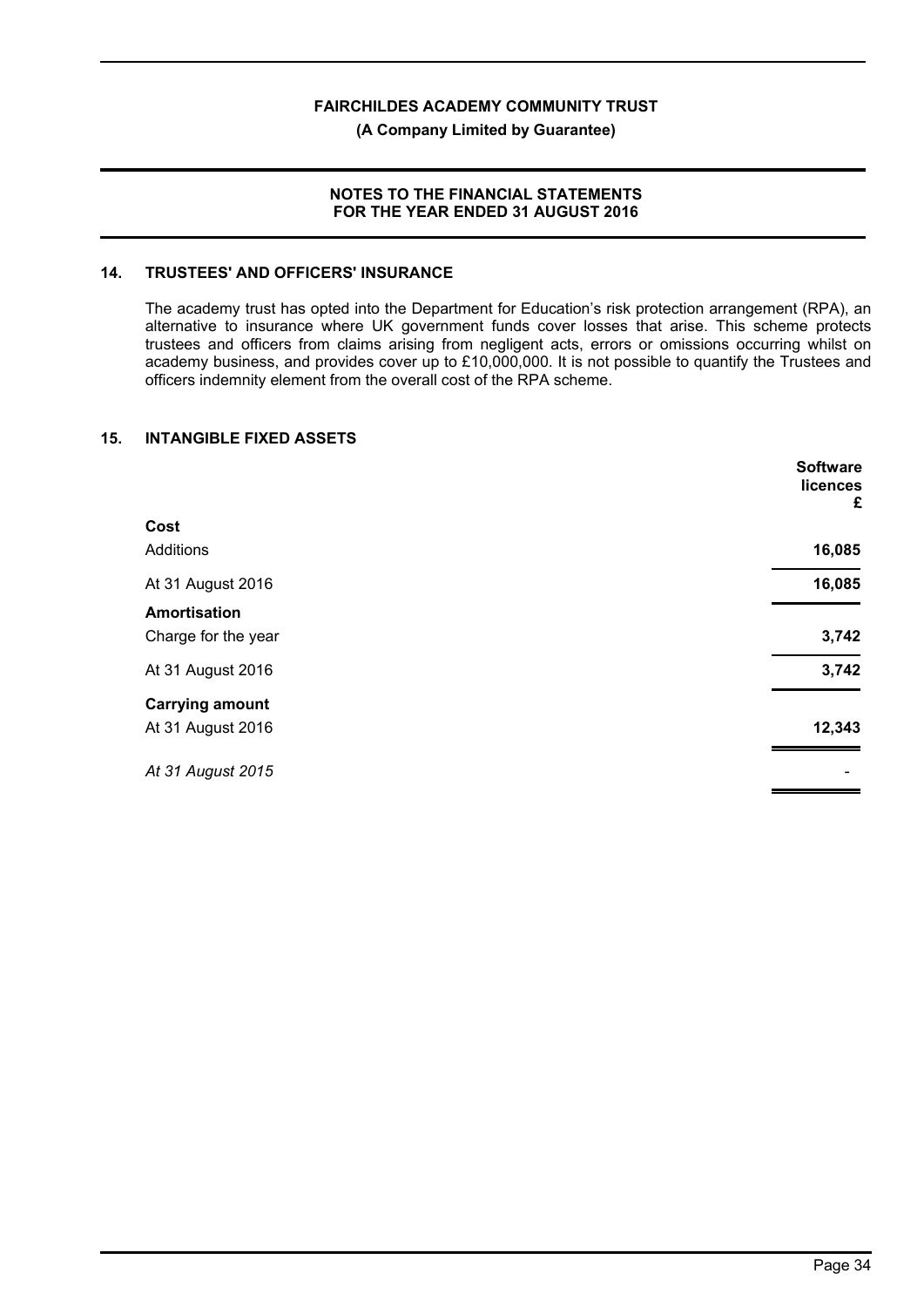## 14. TRUSTEES' AND OFFICERS' INSURANCE

The academy trust has opted into the Department for Education's risk protection arrangement (RPA), an alternative to insurance where UK government funds cover losses that arise. This scheme protects trustees and officers from claims arising from negligent acts, errors or omissions occurring whilst on academy business, and provides cover up to £10,000,000. It is not possible to quantify the Trustees and officers indemnity element from the overall cost of the RPA scheme.

## 15. INTANGIBLE FIXED ASSETS

| | Software licences £ |
|---|---|
| **Cost** | |
| Additions | **16,085** |
| At 31 August 2016 | **16,085** |
| **Amortisation** | |
| Charge for the year | **3,742** |
| At 31 August 2016 | **3,742** |
| **Carrying amount** | |
| At 31 August 2016 | **12,343** |
| *At 31 August 2015* | - |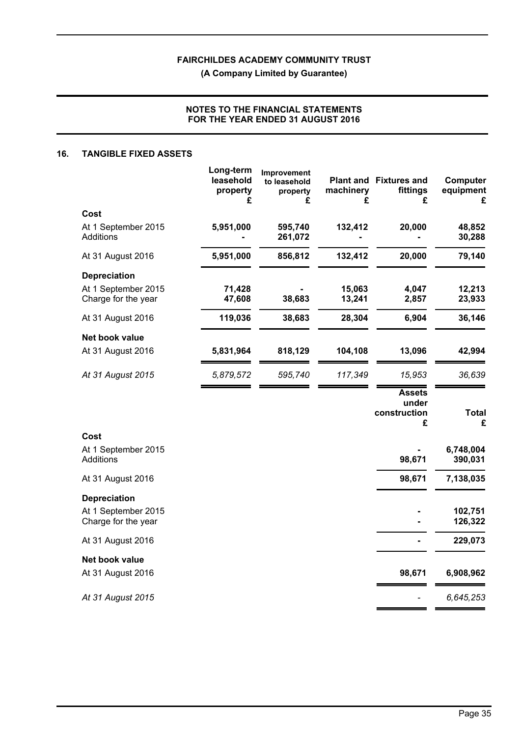# FAIRCHILDES ACADEMY COMMUNITY TRUST

**(A Company Limited by Guarantee)**

**NOTES TO THE FINANCIAL STATEMENTS FOR THE YEAR ENDED 31 AUGUST 2016**

## 16. TANGIBLE FIXED ASSETS

| | Long-term leasehold property £ | Improvement to leasehold property £ | Plant and machinery £ | Fixtures and fittings £ | Computer equipment £ |
|---|---|---|---|---|---|
| **Cost** | | | | | |
| At 1 September 2015 | 5,951,000 | 595,740 | 132,412 | 20,000 | 48,852 |
| Additions | - | 261,072 | - | - | 30,288 |
| At 31 August 2016 | 5,951,000 | 856,812 | 132,412 | 20,000 | 79,140 |
| **Depreciation** | | | | | |
| At 1 September 2015 | 71,428 | - | 15,063 | 4,047 | 12,213 |
| Charge for the year | 47,608 | 38,683 | 13,241 | 2,857 | 23,933 |
| At 31 August 2016 | 119,036 | 38,683 | 28,304 | 6,904 | 36,146 |
| **Net book value** | | | | | |
| At 31 August 2016 | 5,831,964 | 818,129 | 104,108 | 13,096 | 42,994 |
| *At 31 August 2015* | *5,879,572* | *595,740* | *117,349* | *15,953* | *36,639* |

| | Assets under construction £ | Total £ |
|---|---|---|
| **Cost** | | |
| At 1 September 2015 | - | 6,748,004 |
| Additions | 98,671 | 390,031 |
| At 31 August 2016 | 98,671 | 7,138,035 |
| **Depreciation** | | |
| At 1 September 2015 | - | 102,751 |
| Charge for the year | - | 126,322 |
| At 31 August 2016 | - | 229,073 |
| **Net book value** | | |
| At 31 August 2016 | 98,671 | 6,908,962 |
| *At 31 August 2015* | *-* | *6,645,253* |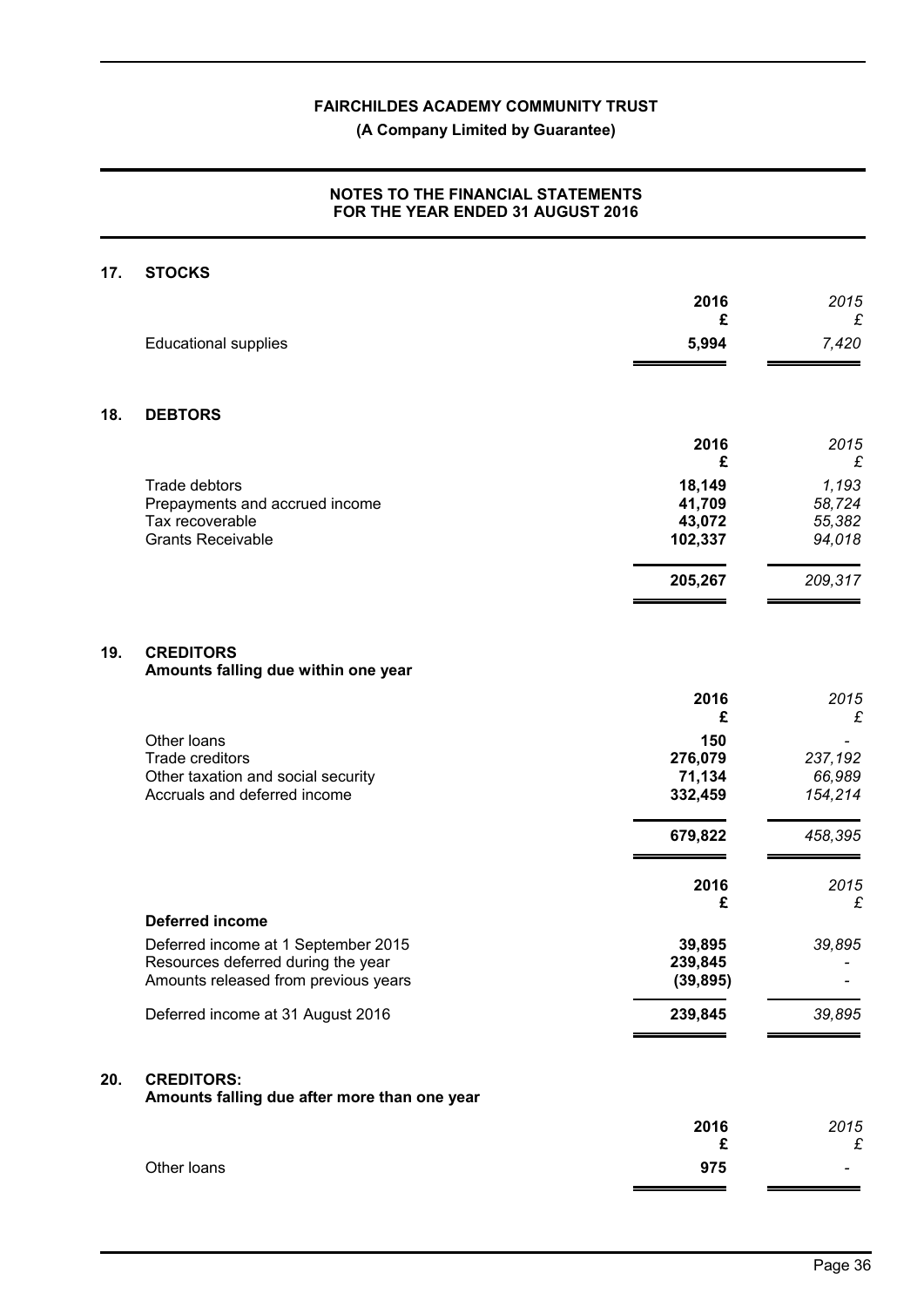**FAIRCHILDES ACADEMY COMMUNITY TRUST**

**(A Company Limited by Guarantee)**

**NOTES TO THE FINANCIAL STATEMENTS FOR THE YEAR ENDED 31 AUGUST 2016**

## 17. STOCKS

| | 2016 £ | *2015 £* |
|---|---|---|
| Educational supplies | **5,994** | *7,420* |

## 18. DEBTORS

| | 2016 £ | *2015 £* |
|---|---|---|
| Trade debtors | **18,149** | *1,193* |
| Prepayments and accrued income | **41,709** | *58,724* |
| Tax recoverable | **43,072** | *55,382* |
| Grants Receivable | **102,337** | *94,018* |
| | **205,267** | *209,317* |

## 19. CREDITORS

### Amounts falling due within one year

| | 2016 £ | *2015 £* |
|---|---|---|
| Other loans | **150** | *-* |
| Trade creditors | **276,079** | *237,192* |
| Other taxation and social security | **71,134** | *66,989* |
| Accruals and deferred income | **332,459** | *154,214* |
| | **679,822** | *458,395* |

| | 2016 £ | *2015 £* |
|---|---|---|
| **Deferred income** | | |
| Deferred income at 1 September 2015 | **39,895** | *39,895* |
| Resources deferred during the year | **239,845** | *-* |
| Amounts released from previous years | **(39,895)** | *-* |
| Deferred income at 31 August 2016 | **239,845** | *39,895* |

## 20. CREDITORS:

### Amounts falling due after more than one year

| | 2016 £ | *2015 £* |
|---|---|---|
| Other loans | **975** | *-* |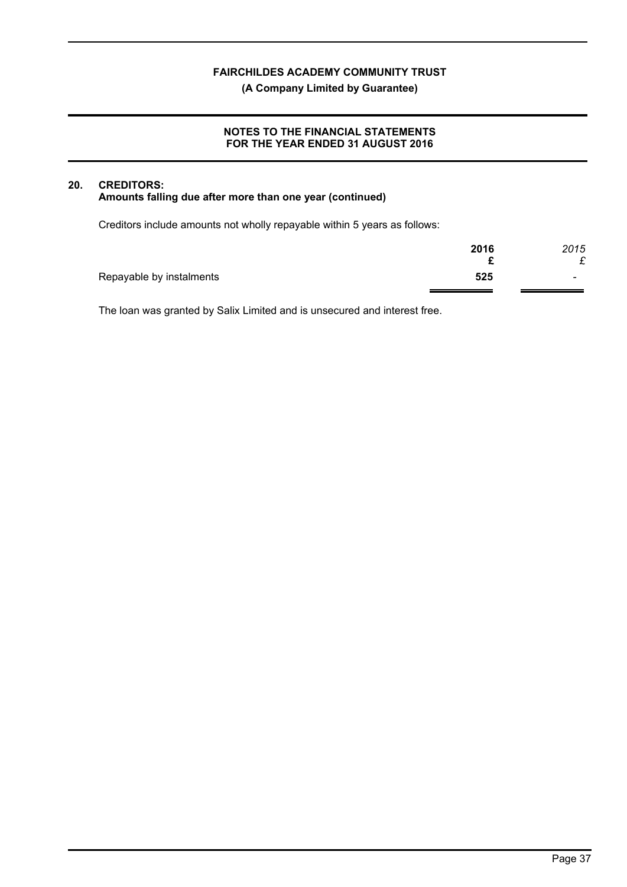## 20. CREDITORS:
### Amounts falling due after more than one year (continued)

Creditors include amounts not wholly repayable within 5 years as follows:

| | **2016** | *2015* |
|---|---|---|
| | **£** | *£* |
| Repayable by instalments | **525** | - |

The loan was granted by Salix Limited and is unsecured and interest free.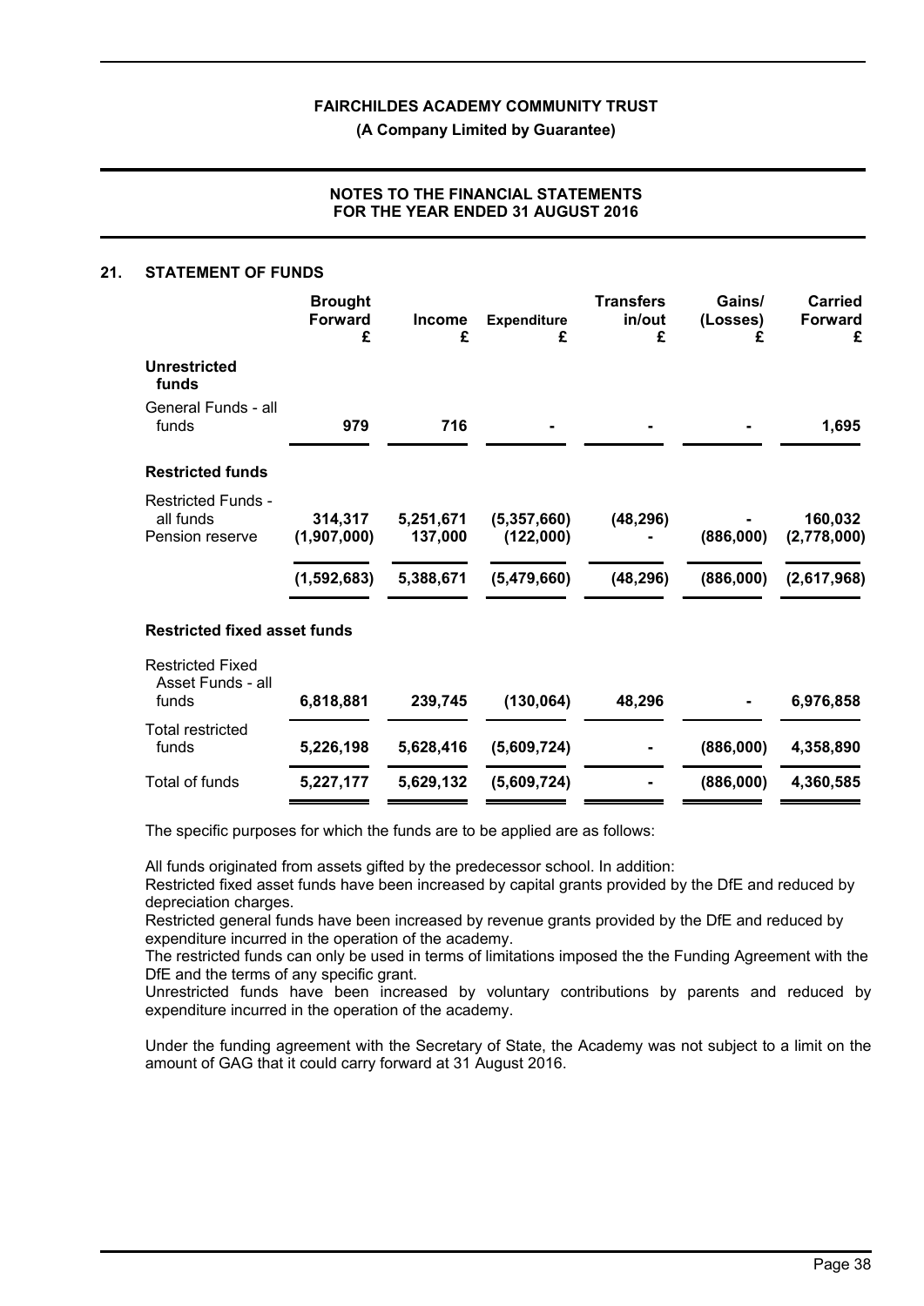## 21. STATEMENT OF FUNDS

| | Brought Forward £ | Income £ | Expenditure £ | Transfers in/out £ | Gains/ (Losses) £ | Carried Forward £ |
|---|---|---|---|---|---|---|
| **Unrestricted funds** | | | | | | |
| General Funds - all funds | **979** | **716** | **-** | **-** | **-** | **1,695** |
| **Restricted funds** | | | | | | |
| Restricted Funds - all funds | **314,317** | **5,251,671** | **(5,357,660)** | **(48,296)** | **-** | **160,032** |
| Pension reserve | **(1,907,000)** | **137,000** | **(122,000)** | **-** | **(886,000)** | **(2,778,000)** |
| | **(1,592,683)** | **5,388,671** | **(5,479,660)** | **(48,296)** | **(886,000)** | **(2,617,968)** |
| **Restricted fixed asset funds** | | | | | | |
| Restricted Fixed Asset Funds - all funds | **6,818,881** | **239,745** | **(130,064)** | **48,296** | **-** | **6,976,858** |
| Total restricted funds | **5,226,198** | **5,628,416** | **(5,609,724)** | **-** | **(886,000)** | **4,358,890** |
| Total of funds | **5,227,177** | **5,629,132** | **(5,609,724)** | **-** | **(886,000)** | **4,360,585** |

The specific purposes for which the funds are to be applied are as follows:

All funds originated from assets gifted by the predecessor school. In addition:
Restricted fixed asset funds have been increased by capital grants provided by the DfE and reduced by depreciation charges.
Restricted general funds have been increased by revenue grants provided by the DfE and reduced by expenditure incurred in the operation of the academy.
The restricted funds can only be used in terms of limitations imposed the the Funding Agreement with the DfE and the terms of any specific grant.
Unrestricted funds have been increased by voluntary contributions by parents and reduced by expenditure incurred in the operation of the academy.

Under the funding agreement with the Secretary of State, the Academy was not subject to a limit on the amount of GAG that it could carry forward at 31 August 2016.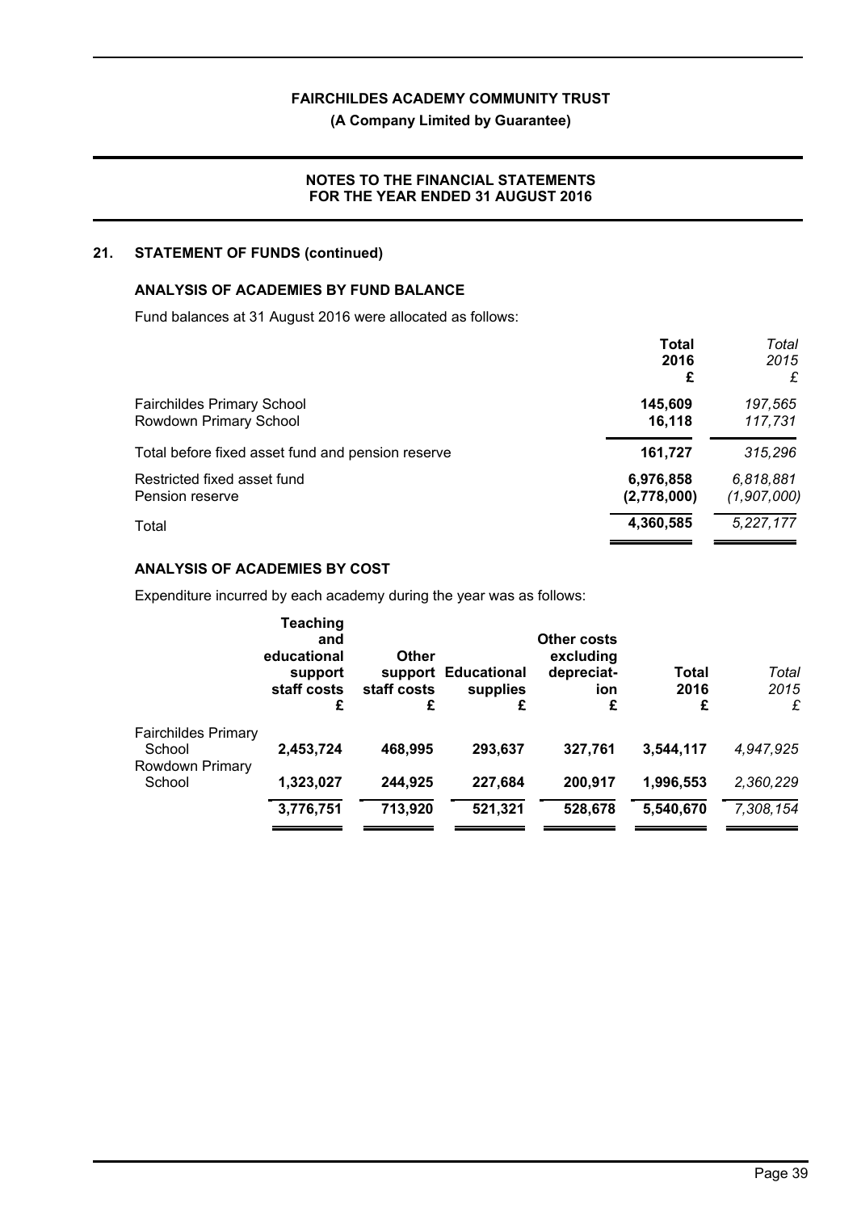FAIRCHILDES ACADEMY COMMUNITY TRUST

(A Company Limited by Guarantee)

NOTES TO THE FINANCIAL STATEMENTS
FOR THE YEAR ENDED 31 AUGUST 2016

## 21. STATEMENT OF FUNDS (continued)

### ANALYSIS OF ACADEMIES BY FUND BALANCE

Fund balances at 31 August 2016 were allocated as follows:

| | Total 2016 £ | *Total 2015 £* |
|---|---|---|
| Fairchildes Primary School | **145,609** | *197,565* |
| Rowdown Primary School | **16,118** | *117,731* |
| Total before fixed asset fund and pension reserve | **161,727** | *315,296* |
| Restricted fixed asset fund | **6,976,858** | *6,818,881* |
| Pension reserve | **(2,778,000)** | *(1,907,000)* |
| Total | **4,360,585** | *5,227,177* |

### ANALYSIS OF ACADEMIES BY COST

Expenditure incurred by each academy during the year was as follows:

| | Teaching and educational support staff costs £ | Other support staff costs £ | Educational supplies £ | Other costs excluding depreciation £ | Total 2016 £ | *Total 2015 £* |
|---|---|---|---|---|---|---|
| Fairchildes Primary School | **2,453,724** | **468,995** | **293,637** | **327,761** | **3,544,117** | *4,947,925* |
| Rowdown Primary School | **1,323,027** | **244,925** | **227,684** | **200,917** | **1,996,553** | *2,360,229* |
| | **3,776,751** | **713,920** | **521,321** | **528,678** | **5,540,670** | *7,308,154* |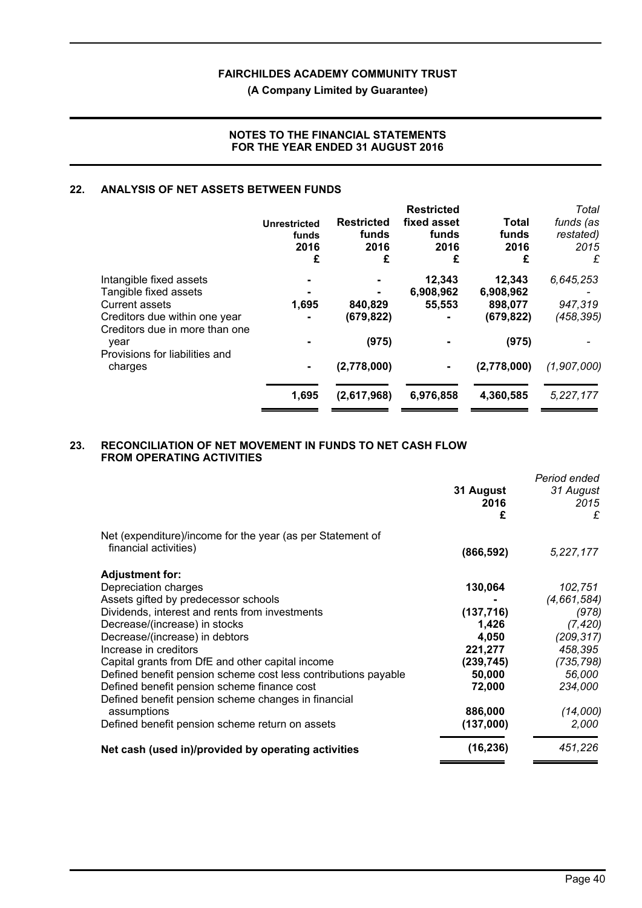## 22. ANALYSIS OF NET ASSETS BETWEEN FUNDS

| | Unrestricted funds 2016 £ | Restricted funds 2016 £ | Restricted fixed asset funds 2016 £ | Total funds 2016 £ | *Total funds (as restated) 2015 £* |
|---|---|---|---|---|---|
| Intangible fixed assets | - | - | 12,343 | 12,343 | *6,645,253* |
| Tangible fixed assets | - | - | 6,908,962 | 6,908,962 | *-* |
| Current assets | 1,695 | 840,829 | 55,553 | 898,077 | *947,319* |
| Creditors due within one year | - | (679,822) | - | (679,822) | *(458,395)* |
| Creditors due in more than one year | - | (975) | - | (975) | *-* |
| Provisions for liabilities and charges | - | (2,778,000) | - | (2,778,000) | *(1,907,000)* |
| | **1,695** | **(2,617,968)** | **6,976,858** | **4,360,585** | *5,227,177* |

## 23. RECONCILIATION OF NET MOVEMENT IN FUNDS TO NET CASH FLOW FROM OPERATING ACTIVITIES

| | 31 August 2016 £ | *Period ended 31 August 2015 £* |
|---|---|---|
| Net (expenditure)/income for the year (as per Statement of financial activities) | (866,592) | *5,227,177* |
| **Adjustment for:** | | |
| Depreciation charges | 130,064 | *102,751* |
| Assets gifted by predecessor schools | - | *(4,661,584)* |
| Dividends, interest and rents from investments | (137,716) | *(978)* |
| Decrease/(increase) in stocks | 1,426 | *(7,420)* |
| Decrease/(increase) in debtors | 4,050 | *(209,317)* |
| Increase in creditors | 221,277 | *458,395* |
| Capital grants from DfE and other capital income | (239,745) | *(735,798)* |
| Defined benefit pension scheme cost less contributions payable | 50,000 | *56,000* |
| Defined benefit pension scheme finance cost | 72,000 | *234,000* |
| Defined benefit pension scheme changes in financial assumptions | 886,000 | *(14,000)* |
| Defined benefit pension scheme return on assets | (137,000) | *2,000* |
| **Net cash (used in)/provided by operating activities** | **(16,236)** | *451,226* |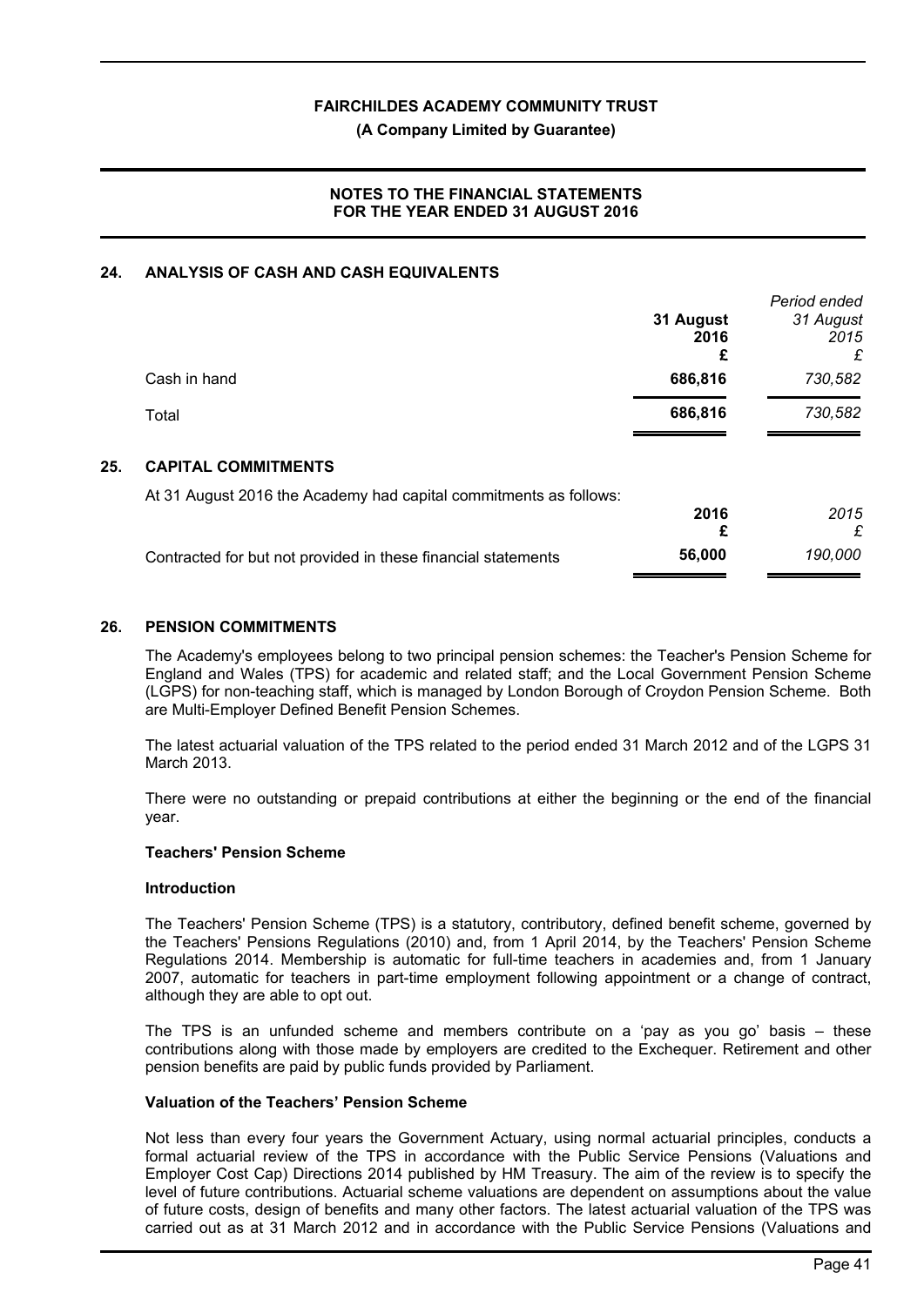## 24. ANALYSIS OF CASH AND CASH EQUIVALENTS

| | 31 August 2016 £ | *Period ended 31 August 2015 £* |
|---|---|---|
| Cash in hand | **686,816** | *730,582* |
| Total | **686,816** | *730,582* |

## 25. CAPITAL COMMITMENTS

At 31 August 2016 the Academy had capital commitments as follows:

| | 2016 £ | *2015 £* |
|---|---|---|
| Contracted for but not provided in these financial statements | **56,000** | *190,000* |

## 26. PENSION COMMITMENTS

The Academy's employees belong to two principal pension schemes: the Teacher's Pension Scheme for England and Wales (TPS) for academic and related staff; and the Local Government Pension Scheme (LGPS) for non-teaching staff, which is managed by London Borough of Croydon Pension Scheme. Both are Multi-Employer Defined Benefit Pension Schemes.

The latest actuarial valuation of the TPS related to the period ended 31 March 2012 and of the LGPS 31 March 2013.

There were no outstanding or prepaid contributions at either the beginning or the end of the financial year.

**Teachers' Pension Scheme**

**Introduction**

The Teachers' Pension Scheme (TPS) is a statutory, contributory, defined benefit scheme, governed by the Teachers' Pensions Regulations (2010) and, from 1 April 2014, by the Teachers' Pension Scheme Regulations 2014. Membership is automatic for full-time teachers in academies and, from 1 January 2007, automatic for teachers in part-time employment following appointment or a change of contract, although they are able to opt out.

The TPS is an unfunded scheme and members contribute on a 'pay as you go' basis – these contributions along with those made by employers are credited to the Exchequer. Retirement and other pension benefits are paid by public funds provided by Parliament.

**Valuation of the Teachers' Pension Scheme**

Not less than every four years the Government Actuary, using normal actuarial principles, conducts a formal actuarial review of the TPS in accordance with the Public Service Pensions (Valuations and Employer Cost Cap) Directions 2014 published by HM Treasury. The aim of the review is to specify the level of future contributions. Actuarial scheme valuations are dependent on assumptions about the value of future costs, design of benefits and many other factors. The latest actuarial valuation of the TPS was carried out as at 31 March 2012 and in accordance with the Public Service Pensions (Valuations and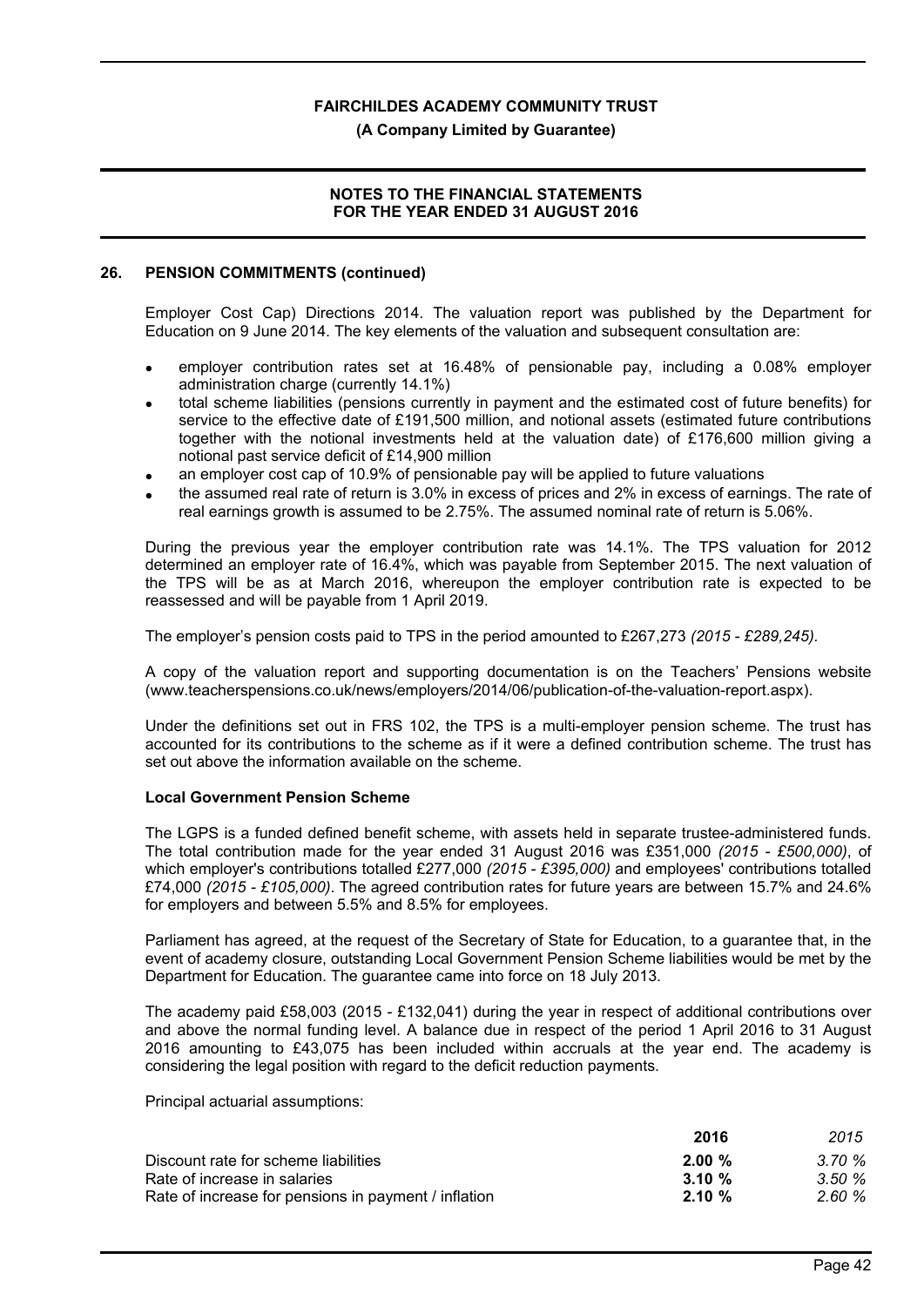## 26. PENSION COMMITMENTS (continued)

Employer Cost Cap) Directions 2014. The valuation report was published by the Department for Education on 9 June 2014. The key elements of the valuation and subsequent consultation are:

- employer contribution rates set at 16.48% of pensionable pay, including a 0.08% employer administration charge (currently 14.1%)
- total scheme liabilities (pensions currently in payment and the estimated cost of future benefits) for service to the effective date of £191,500 million, and notional assets (estimated future contributions together with the notional investments held at the valuation date) of £176,600 million giving a notional past service deficit of £14,900 million
- an employer cost cap of 10.9% of pensionable pay will be applied to future valuations
- the assumed real rate of return is 3.0% in excess of prices and 2% in excess of earnings. The rate of real earnings growth is assumed to be 2.75%. The assumed nominal rate of return is 5.06%.

During the previous year the employer contribution rate was 14.1%. The TPS valuation for 2012 determined an employer rate of 16.4%, which was payable from September 2015. The next valuation of the TPS will be as at March 2016, whereupon the employer contribution rate is expected to be reassessed and will be payable from 1 April 2019.

The employer's pension costs paid to TPS in the period amounted to £267,273 *(2015 - £289,245)*.

A copy of the valuation report and supporting documentation is on the Teachers' Pensions website (www.teacherspensions.co.uk/news/employers/2014/06/publication-of-the-valuation-report.aspx).

Under the definitions set out in FRS 102, the TPS is a multi-employer pension scheme. The trust has accounted for its contributions to the scheme as if it were a defined contribution scheme. The trust has set out above the information available on the scheme.

### Local Government Pension Scheme

The LGPS is a funded defined benefit scheme, with assets held in separate trustee-administered funds. The total contribution made for the year ended 31 August 2016 was £351,000 *(2015 - £500,000)*, of which employer's contributions totalled £277,000 *(2015 - £395,000)* and employees' contributions totalled £74,000 *(2015 - £105,000)*. The agreed contribution rates for future years are between 15.7% and 24.6% for employers and between 5.5% and 8.5% for employees.

Parliament has agreed, at the request of the Secretary of State for Education, to a guarantee that, in the event of academy closure, outstanding Local Government Pension Scheme liabilities would be met by the Department for Education. The guarantee came into force on 18 July 2013.

The academy paid £58,003 (2015 - £132,041) during the year in respect of additional contributions over and above the normal funding level. A balance due in respect of the period 1 April 2016 to 31 August 2016 amounting to £43,075 has been included within accruals at the year end. The academy is considering the legal position with regard to the deficit reduction payments.

Principal actuarial assumptions:

| | **2016** | *2015* |
|---|---|---|
| Discount rate for scheme liabilities | **2.00 %** | *3.70 %* |
| Rate of increase in salaries | **3.10 %** | *3.50 %* |
| Rate of increase for pensions in payment / inflation | **2.10 %** | *2.60 %* |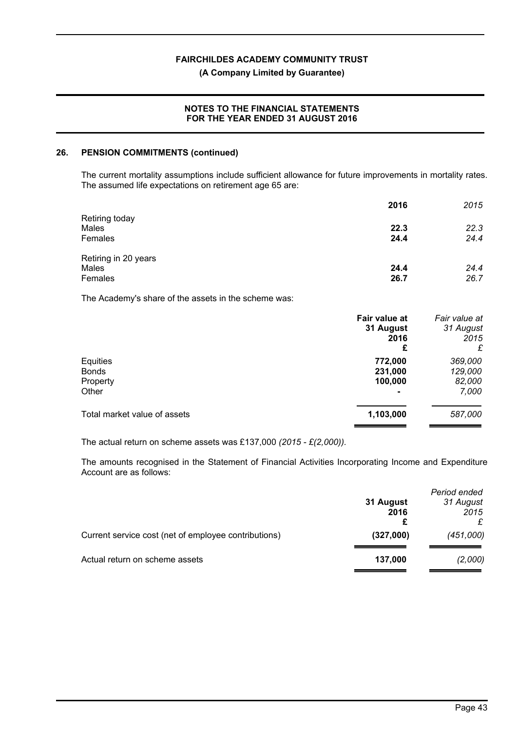## 26. PENSION COMMITMENTS (continued)

The current mortality assumptions include sufficient allowance for future improvements in mortality rates. The assumed life expectations on retirement age 65 are:

| | **2016** | *2015* |
|---|---|---|
| Retiring today | | |
| Males | **22.3** | *22.3* |
| Females | **24.4** | *24.4* |
| Retiring in 20 years | | |
| Males | **24.4** | *24.4* |
| Females | **26.7** | *26.7* |

The Academy's share of the assets in the scheme was:

| | **Fair value at 31 August 2016 £** | *Fair value at 31 August 2015 £* |
|---|---|---|
| Equities | **772,000** | *369,000* |
| Bonds | **231,000** | *129,000* |
| Property | **100,000** | *82,000* |
| Other | **-** | *7,000* |
| Total market value of assets | **1,103,000** | *587,000* |

The actual return on scheme assets was £137,000 *(2015 - £(2,000)).*

The amounts recognised in the Statement of Financial Activities Incorporating Income and Expenditure Account are as follows:

| | **31 August 2016 £** | *Period ended 31 August 2015 £* |
|---|---|---|
| Current service cost (net of employee contributions) | **(327,000)** | *(451,000)* |
| Actual return on scheme assets | **137,000** | *(2,000)* |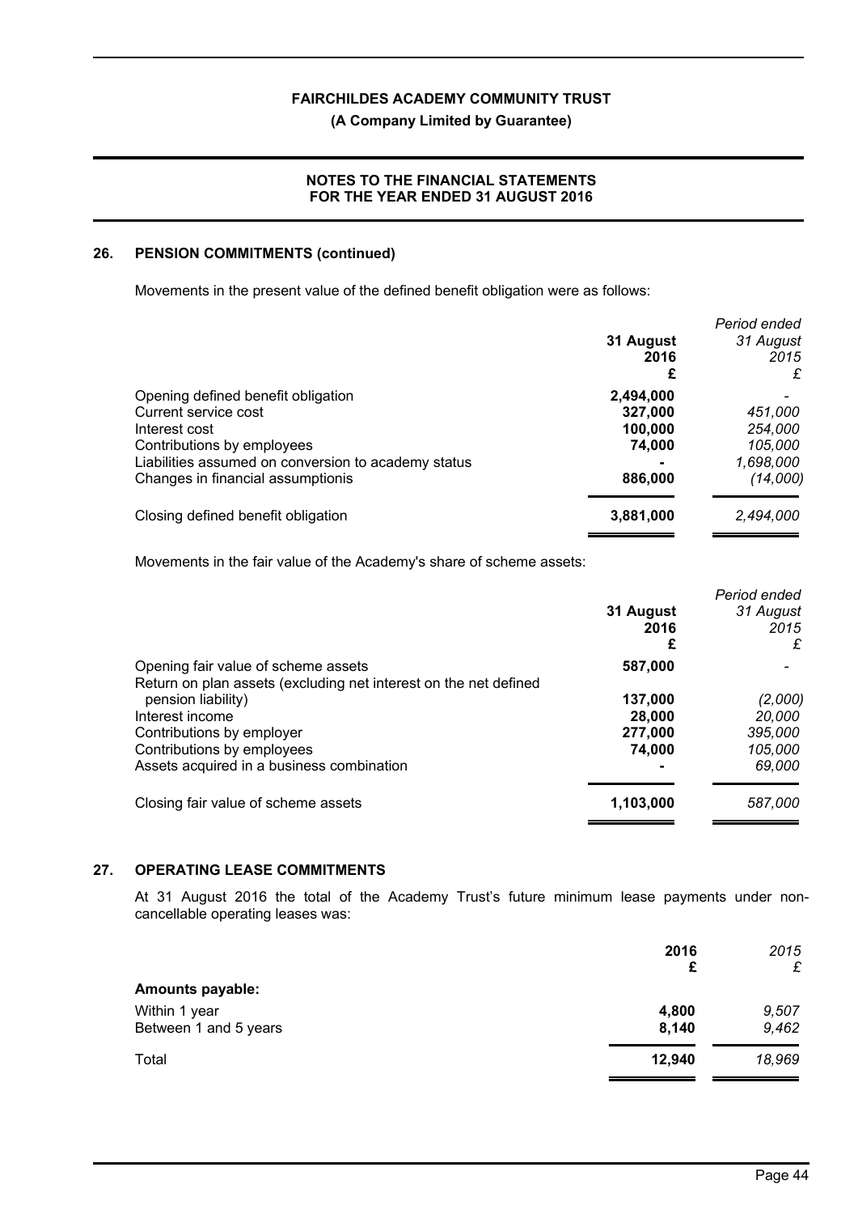## 26. PENSION COMMITMENTS (continued)

Movements in the present value of the defined benefit obligation were as follows:

| | 31 August 2016 £ | *Period ended 31 August 2015 £* |
|---|---|---|
| Opening defined benefit obligation | **2,494,000** | *-* |
| Current service cost | **327,000** | *451,000* |
| Interest cost | **100,000** | *254,000* |
| Contributions by employees | **74,000** | *105,000* |
| Liabilities assumed on conversion to academy status | **-** | *1,698,000* |
| Changes in financial assumptionis | **886,000** | *(14,000)* |
| Closing defined benefit obligation | **3,881,000** | *2,494,000* |

Movements in the fair value of the Academy's share of scheme assets:

| | 31 August 2016 £ | *Period ended 31 August 2015 £* |
|---|---|---|
| Opening fair value of scheme assets | **587,000** | *-* |
| Return on plan assets (excluding net interest on the net defined pension liability) | **137,000** | *(2,000)* |
| Interest income | **28,000** | *20,000* |
| Contributions by employer | **277,000** | *395,000* |
| Contributions by employees | **74,000** | *105,000* |
| Assets acquired in a business combination | **-** | *69,000* |
| Closing fair value of scheme assets | **1,103,000** | *587,000* |

## 27. OPERATING LEASE COMMITMENTS

At 31 August 2016 the total of the Academy Trust's future minimum lease payments under non-cancellable operating leases was:

| | 2016 £ | *2015 £* |
|---|---|---|
| **Amounts payable:** | | |
| Within 1 year | **4,800** | *9,507* |
| Between 1 and 5 years | **8,140** | *9,462* |
| Total | **12,940** | *18,969* |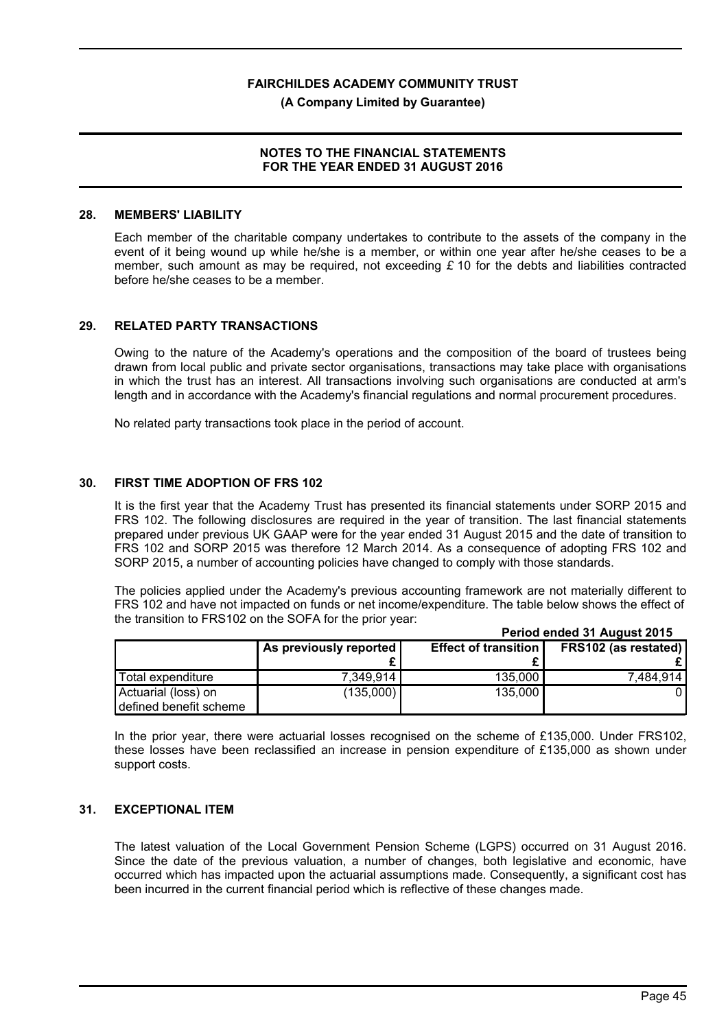## 28. MEMBERS' LIABILITY

Each member of the charitable company undertakes to contribute to the assets of the company in the event of it being wound up while he/she is a member, or within one year after he/she ceases to be a member, such amount as may be required, not exceeding £ 10 for the debts and liabilities contracted before he/she ceases to be a member.

## 29. RELATED PARTY TRANSACTIONS

Owing to the nature of the Academy's operations and the composition of the board of trustees being drawn from local public and private sector organisations, transactions may take place with organisations in which the trust has an interest. All transactions involving such organisations are conducted at arm's length and in accordance with the Academy's financial regulations and normal procurement procedures.

No related party transactions took place in the period of account.

## 30. FIRST TIME ADOPTION OF FRS 102

It is the first year that the Academy Trust has presented its financial statements under SORP 2015 and FRS 102. The following disclosures are required in the year of transition. The last financial statements prepared under previous UK GAAP were for the year ended 31 August 2015 and the date of transition to FRS 102 and SORP 2015 was therefore 12 March 2014. As a consequence of adopting FRS 102 and SORP 2015, a number of accounting policies have changed to comply with those standards.

The policies applied under the Academy's previous accounting framework are not materially different to FRS 102 and have not impacted on funds or net income/expenditure. The table below shows the effect of the transition to FRS102 on the SOFA for the prior year:

**Period ended 31 August 2015**

| | As previously reported £ | Effect of transition £ | FRS102 (as restated) £ |
|---|---|---|---|
| Total expenditure | 7,349,914 | 135,000 | 7,484,914 |
| Actuarial (loss) on defined benefit scheme | (135,000) | 135,000 | 0 |

In the prior year, there were actuarial losses recognised on the scheme of £135,000. Under FRS102, these losses have been reclassified an increase in pension expenditure of £135,000 as shown under support costs.

## 31. EXCEPTIONAL ITEM

The latest valuation of the Local Government Pension Scheme (LGPS) occurred on 31 August 2016. Since the date of the previous valuation, a number of changes, both legislative and economic, have occurred which has impacted upon the actuarial assumptions made. Consequently, a significant cost has been incurred in the current financial period which is reflective of these changes made.